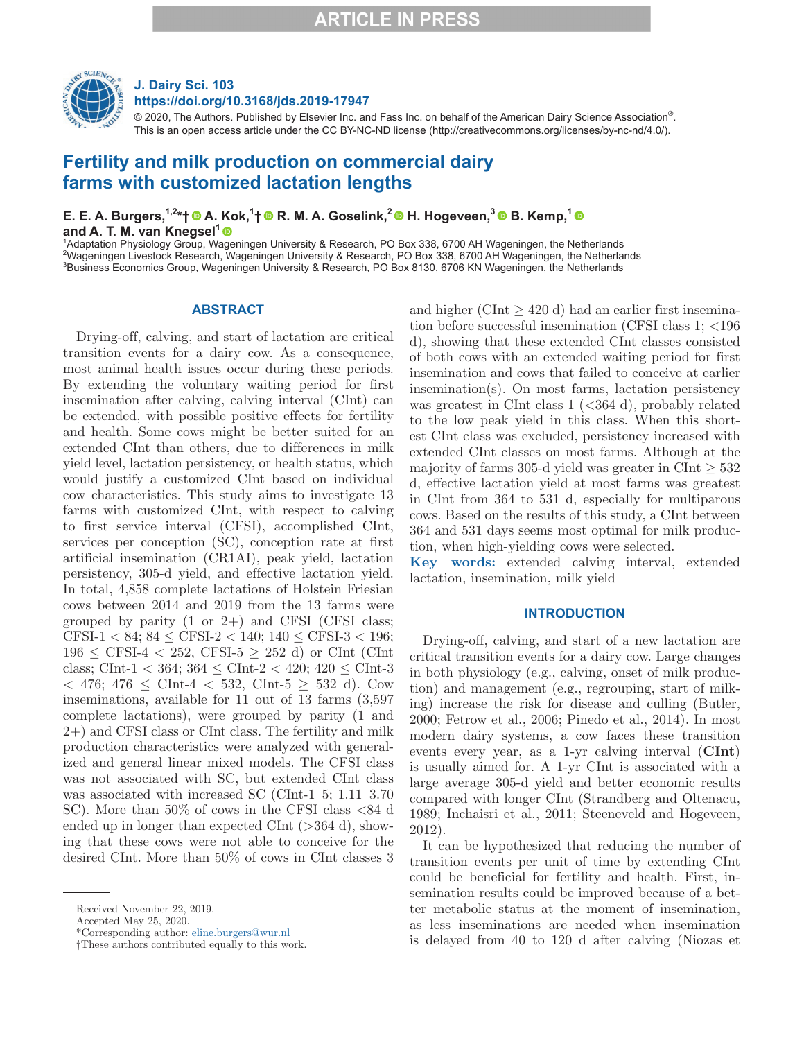ARTICLE IN PRESS

J. Dairy Sci. 103
https://doi.org/10.3168/jds.2019-17947

© 2020, The Authors. Published by Elsevier Inc. and Fass Inc. on behalf of the American Dairy Science Association®. This is an open access article under the CC BY-NC-ND license (http://creativecommons.org/licenses/by-nc-nd/4.0/).

# Fertility and milk production on commercial dairy farms with customized lactation lengths

**E. E. A. Burgers,[1,2]*† A. Kok,[1]† R. M. A. Goselink,[2] H. Hogeveen,[3] B. Kemp,[1] and A. T. M. van Knegsel[1]**

[1]Adaptation Physiology Group, Wageningen University & Research, PO Box 338, 6700 AH Wageningen, the Netherlands
[2]Wageningen Livestock Research, Wageningen University & Research, PO Box 338, 6700 AH Wageningen, the Netherlands
[3]Business Economics Group, Wageningen University & Research, PO Box 8130, 6706 KN Wageningen, the Netherlands

## ABSTRACT

Drying-off, calving, and start of lactation are critical transition events for a dairy cow. As a consequence, most animal health issues occur during these periods. By extending the voluntary waiting period for first insemination after calving, calving interval (CInt) can be extended, with possible positive effects for fertility and health. Some cows might be better suited for an extended CInt than others, due to differences in milk yield level, lactation persistency, or health status, which would justify a customized CInt based on individual cow characteristics. This study aims to investigate 13 farms with customized CInt, with respect to calving to first service interval (CFSI), accomplished CInt, services per conception (SC), conception rate at first artificial insemination (CR1AI), peak yield, lactation persistency, 305-d yield, and effective lactation yield. In total, 4,858 complete lactations of Holstein Friesian cows between 2014 and 2019 from the 13 farms were grouped by parity (1 or 2+) and CFSI (CFSI class; CFSI-1 < 84; 84 ≤ CFSI-2 < 140; 140 ≤ CFSI-3 < 196; 196 ≤ CFSI-4 < 252, CFSI-5 ≥ 252 d) or CInt (CInt class; CInt-1 < 364; 364 ≤ CInt-2 < 420; 420 ≤ CInt-3 < 476; 476 ≤ CInt-4 < 532, CInt-5 ≥ 532 d). Cow inseminations, available for 11 out of 13 farms (3,597 complete lactations), were grouped by parity (1 and 2+) and CFSI class or CInt class. The fertility and milk production characteristics were analyzed with generalized and general linear mixed models. The CFSI class was not associated with SC, but extended CInt class was associated with increased SC (CInt-1–5; 1.11–3.70 SC). More than 50% of cows in the CFSI class <84 d ended up in longer than expected CInt (>364 d), showing that these cows were not able to conceive for the desired CInt. More than 50% of cows in CInt classes 3 and higher (CInt ≥ 420 d) had an earlier first insemination before successful insemination (CFSI class 1; <196 d), showing that these extended CInt classes consisted of both cows with an extended waiting period for first insemination and cows that failed to conceive at earlier insemination(s). On most farms, lactation persistency was greatest in CInt class 1 (<364 d), probably related to the low peak yield in this class. When this shortest CInt class was excluded, persistency increased with extended CInt classes on most farms. Although at the majority of farms 305-d yield was greater in CInt ≥ 532 d, effective lactation yield at most farms was greatest in CInt from 364 to 531 d, especially for multiparous cows. Based on the results of this study, a CInt between 364 and 531 days seems most optimal for milk production, when high-yielding cows were selected.

**Key words:** extended calving interval, extended lactation, insemination, milk yield

## INTRODUCTION

Drying-off, calving, and start of a new lactation are critical transition events for a dairy cow. Large changes in both physiology (e.g., calving, onset of milk production) and management (e.g., regrouping, start of milking) increase the risk for disease and culling (Butler, 2000; Fetrow et al., 2006; Pinedo et al., 2014). In most modern dairy systems, a cow faces these transition events every year, as a 1-yr calving interval (**CInt**) is usually aimed for. A 1-yr CInt is associated with a large average 305-d yield and better economic results compared with longer CInt (Strandberg and Oltenacu, 1989; Inchaisri et al., 2011; Steeneveld and Hogeveen, 2012).

It can be hypothesized that reducing the number of transition events per unit of time by extending CInt could be beneficial for fertility and health. First, insemination results could be improved because of a better metabolic status at the moment of insemination, as less inseminations are needed when insemination is delayed from 40 to 120 d after calving (Niozas et

Received November 22, 2019.
Accepted May 25, 2020.
*Corresponding author: eline.burgers@wur.nl
†These authors contributed equally to this work.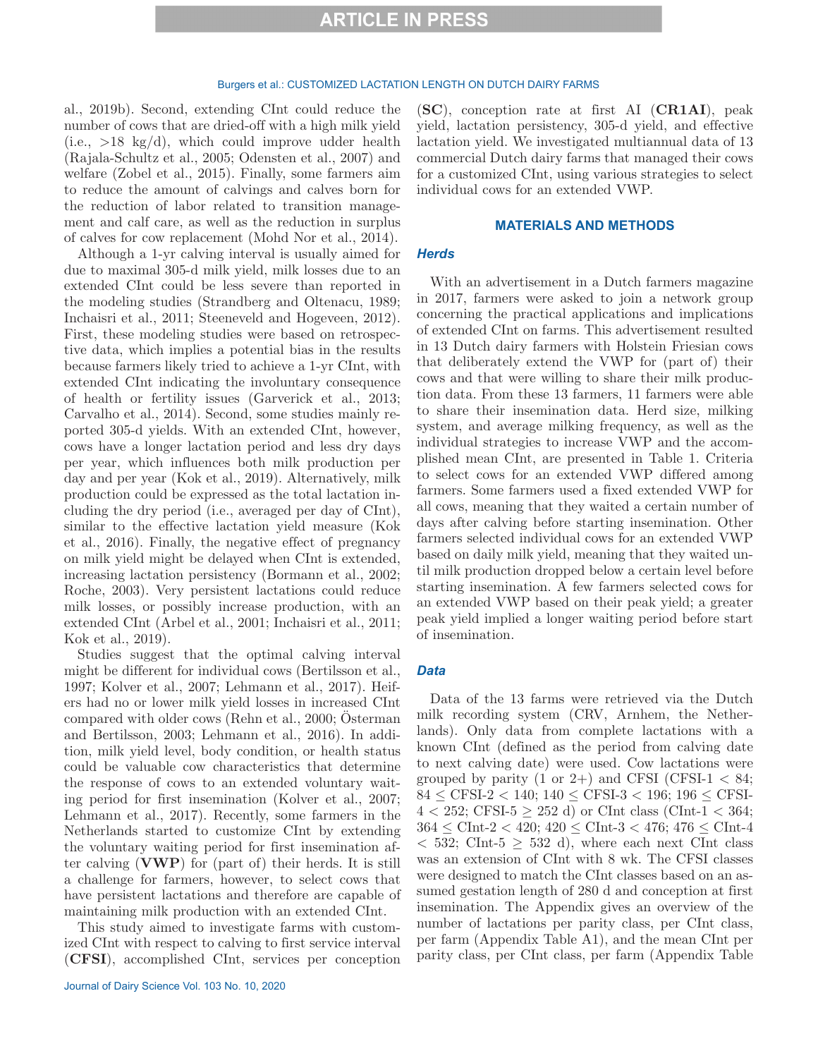al., 2019b). Second, extending CInt could reduce the number of cows that are dried-off with a high milk yield (i.e., >18 kg/d), which could improve udder health (Rajala-Schultz et al., 2005; Odensten et al., 2007) and welfare (Zobel et al., 2015). Finally, some farmers aim to reduce the amount of calvings and calves born for the reduction of labor related to transition management and calf care, as well as the reduction in surplus of calves for cow replacement (Mohd Nor et al., 2014).

Although a 1-yr calving interval is usually aimed for due to maximal 305-d milk yield, milk losses due to an extended CInt could be less severe than reported in the modeling studies (Strandberg and Oltenacu, 1989; Inchaisri et al., 2011; Steeneveld and Hogeveen, 2012). First, these modeling studies were based on retrospective data, which implies a potential bias in the results because farmers likely tried to achieve a 1-yr CInt, with extended CInt indicating the involuntary consequence of health or fertility issues (Garverick et al., 2013; Carvalho et al., 2014). Second, some studies mainly reported 305-d yields. With an extended CInt, however, cows have a longer lactation period and less dry days per year, which influences both milk production per day and per year (Kok et al., 2019). Alternatively, milk production could be expressed as the total lactation including the dry period (i.e., averaged per day of CInt), similar to the effective lactation yield measure (Kok et al., 2016). Finally, the negative effect of pregnancy on milk yield might be delayed when CInt is extended, increasing lactation persistency (Bormann et al., 2002; Roche, 2003). Very persistent lactations could reduce milk losses, or possibly increase production, with an extended CInt (Arbel et al., 2001; Inchaisri et al., 2011; Kok et al., 2019).

Studies suggest that the optimal calving interval might be different for individual cows (Bertilsson et al., 1997; Kolver et al., 2007; Lehmann et al., 2017). Heifers had no or lower milk yield losses in increased CInt compared with older cows (Rehn et al., 2000; Österman and Bertilsson, 2003; Lehmann et al., 2016). In addition, milk yield level, body condition, or health status could be valuable cow characteristics that determine the response of cows to an extended voluntary waiting period for first insemination (Kolver et al., 2007; Lehmann et al., 2017). Recently, some farmers in the Netherlands started to customize CInt by extending the voluntary waiting period for first insemination after calving (**VWP**) for (part of) their herds. It is still a challenge for farmers, however, to select cows that have persistent lactations and therefore are capable of maintaining milk production with an extended CInt.

This study aimed to investigate farms with customized CInt with respect to calving to first service interval (**CFSI**), accomplished CInt, services per conception (**SC**), conception rate at first AI (**CR1AI**), peak yield, lactation persistency, 305-d yield, and effective lactation yield. We investigated multiannual data of 13 commercial Dutch dairy farms that managed their cows for a customized CInt, using various strategies to select individual cows for an extended VWP.

## MATERIALS AND METHODS

### Herds

With an advertisement in a Dutch farmers magazine in 2017, farmers were asked to join a network group concerning the practical applications and implications of extended CInt on farms. This advertisement resulted in 13 Dutch dairy farmers with Holstein Friesian cows that deliberately extend the VWP for (part of) their cows and that were willing to share their milk production data. From these 13 farmers, 11 farmers were able to share their insemination data. Herd size, milking system, and average milking frequency, as well as the individual strategies to increase VWP and the accomplished mean CInt, are presented in Table 1. Criteria to select cows for an extended VWP differed among farmers. Some farmers used a fixed extended VWP for all cows, meaning that they waited a certain number of days after calving before starting insemination. Other farmers selected individual cows for an extended VWP based on daily milk yield, meaning that they waited until milk production dropped below a certain level before starting insemination. A few farmers selected cows for an extended VWP based on their peak yield; a greater peak yield implied a longer waiting period before start of insemination.

### Data

Data of the 13 farms were retrieved via the Dutch milk recording system (CRV, Arnhem, the Netherlands). Only data from complete lactations with a known CInt (defined as the period from calving date to next calving date) were used. Cow lactations were grouped by parity (1 or 2+) and CFSI (CFSI-1 < 84; 84 ≤ CFSI-2 < 140; 140 ≤ CFSI-3 < 196; 196 ≤ CFSI-4 < 252; CFSI-5 ≥ 252 d) or CInt class (CInt-1 < 364; 364 ≤ CInt-2 < 420; 420 ≤ CInt-3 < 476; 476 ≤ CInt-4 < 532; CInt-5 ≥ 532 d), where each next CInt class was an extension of CInt with 8 wk. The CFSI classes were designed to match the CInt classes based on an assumed gestation length of 280 d and conception at first insemination. The Appendix gives an overview of the number of lactations per parity class, per CInt class, per farm (Appendix Table A1), and the mean CInt per parity class, per CInt class, per farm (Appendix Table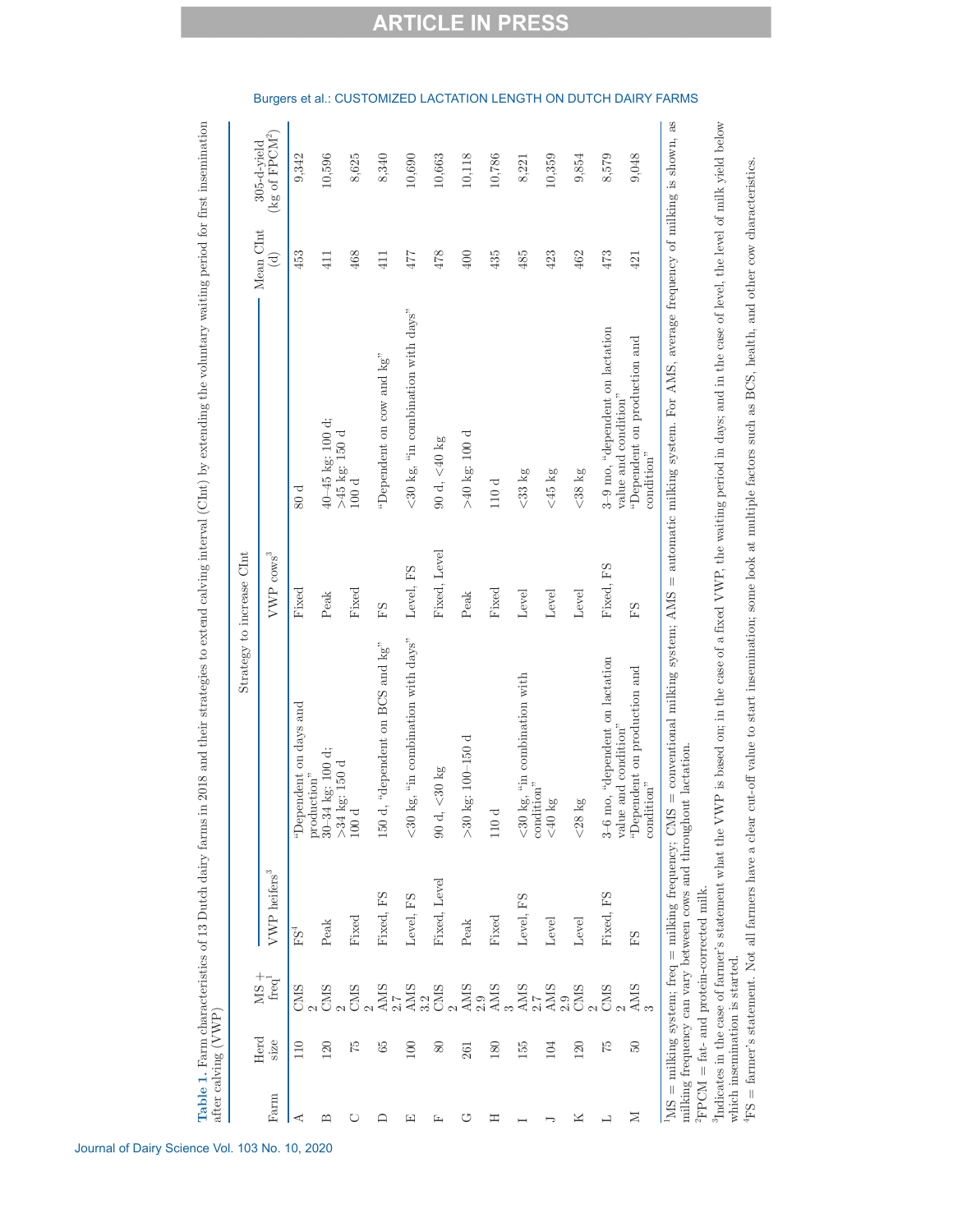**Table 1.** Farm characteristics of 13 Dutch dairy farms in 2018 and their strategies to extend calving interval (CInt) by extending the voluntary waiting period for first insemination after calving (VWP)

| Farm | Herd size | MS + freq[1] | Strategy to increase CInt | | | | Mean CInt (d) | 305-d-yield (kg of FPCM[2]) |
|---|---|---|---|---|---|---|---|---|
| | | | VWP heifers[3] | | VWP cows[3] | | | |
| A | 110 | CMS 2 | FS[4] | "Dependent on days and production" | Fixed | 80 d | 453 | 9,342 |
| B | 120 | CMS 2 | Peak | 30–34 kg: 100 d; >34 kg: 150 d | Peak | 40–45 kg: 100 d; >45 kg: 150 d | 411 | 10,596 |
| C | 75 | CMS 2 | Fixed | 100 d | Fixed | 100 d | 468 | 8,625 |
| D | 65 | AMS 2.7 | Fixed, FS | 150 d, "dependent on BCS and kg" | FS | "Dependent on cow and kg" | 411 | 8,340 |
| E | 100 | AMS 3.2 | Level, FS | <30 kg, "in combination with days" | Level, FS | <30 kg, "in combination with days" | 477 | 10,690 |
| F | 80 | CMS 2 | Fixed, Level | 90 d, <30 kg | Fixed, Level | 90 d, <40 kg | 478 | 10,663 |
| G | 261 | AMS 2.9 | Peak | >30 kg: 100–150 d | Peak | >40 kg: 100 d | 400 | 10,118 |
| H | 180 | AMS 3 | Fixed | 110 d | Fixed | 110 d | 435 | 10,786 |
| I | 155 | AMS 2.7 | Level, FS | <30 kg, "in combination with condition" | Level | <33 kg | 485 | 8,221 |
| J | 104 | AMS 2.9 | Level | <40 kg | Level | <45 kg | 423 | 10,359 |
| K | 120 | CMS 2 | Level | <28 kg | Level | <38 kg | 462 | 9,854 |
| L | 75 | CMS 2 | Fixed, FS | 3–6 mo, "dependent on lactation value and condition" | Fixed, FS | 3–9 mo, "dependent on lactation value and condition" | 473 | 8,579 |
| M | 50 | AMS 3 | FS | "Dependent on production and condition" | FS | "Dependent on production and condition" | 421 | 9,048 |

[1]MS = milking system; freq = milking frequency; CMS = conventional milking system; AMS = automatic milking system. For AMS, average frequency of milking is shown, as milking frequency can vary between cows and throughout lactation.

[2]FPCM = fat- and protein-corrected milk.

[3]Indicates in the case of farmer's statement what the VWP is based on; in the case of a fixed VWP, the waiting period in days; and in the case of level, the level of milk yield below which insemination is started.

[4]FS = farmer's statement. Not all farmers have a clear cut-off value to start insemination; some look at multiple factors such as BCS, health, and other cow characteristics.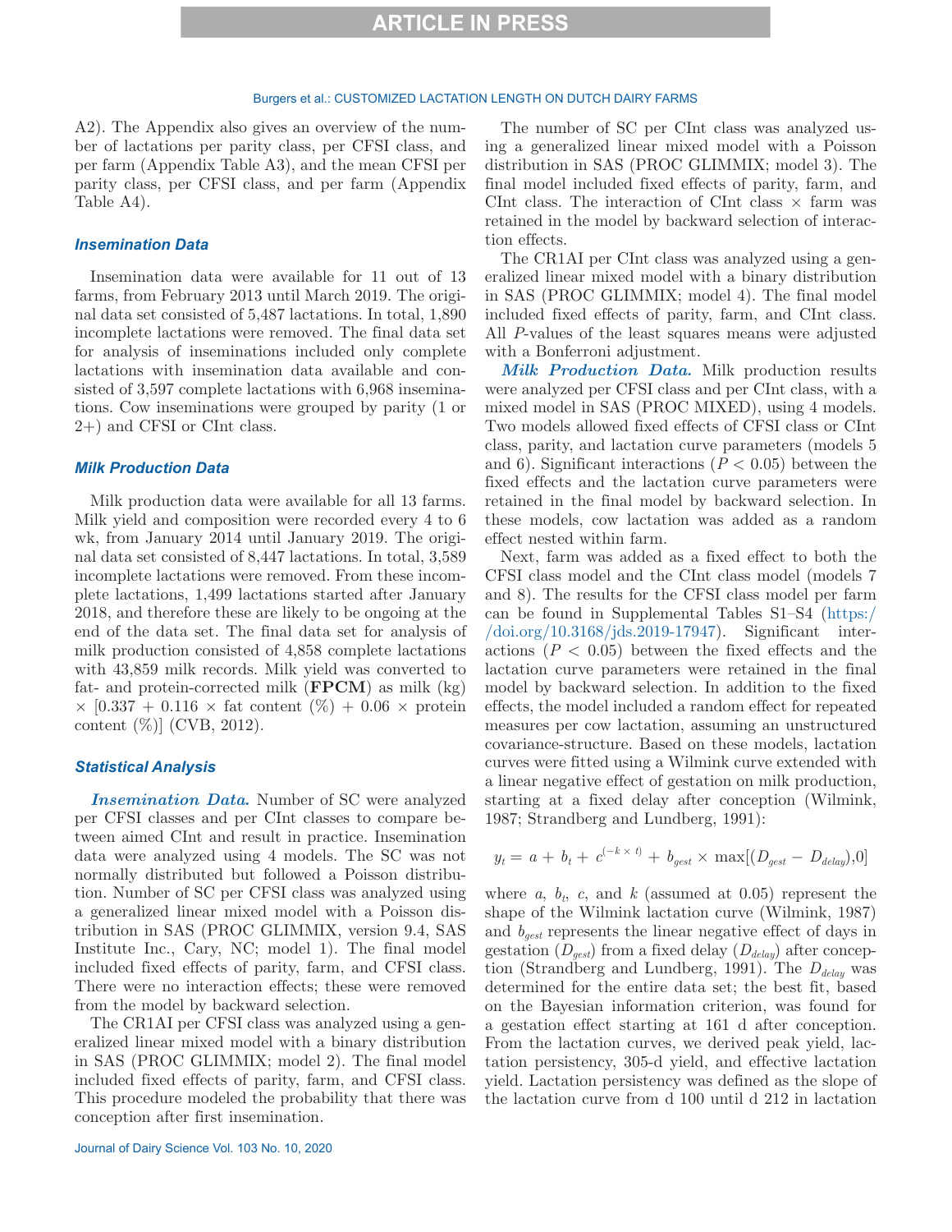A2). The Appendix also gives an overview of the number of lactations per parity class, per CFSI class, and per farm (Appendix Table A3), and the mean CFSI per parity class, per CFSI class, and per farm (Appendix Table A4).

### Insemination Data

Insemination data were available for 11 out of 13 farms, from February 2013 until March 2019. The original data set consisted of 5,487 lactations. In total, 1,890 incomplete lactations were removed. The final data set for analysis of inseminations included only complete lactations with insemination data available and consisted of 3,597 complete lactations with 6,968 inseminations. Cow inseminations were grouped by parity (1 or 2+) and CFSI or CInt class.

### Milk Production Data

Milk production data were available for all 13 farms. Milk yield and composition were recorded every 4 to 6 wk, from January 2014 until January 2019. The original data set consisted of 8,447 lactations. In total, 3,589 incomplete lactations were removed. From these incomplete lactations, 1,499 lactations started after January 2018, and therefore these are likely to be ongoing at the end of the data set. The final data set for analysis of milk production consisted of 4,858 complete lactations with 43,859 milk records. Milk yield was converted to fat- and protein-corrected milk (**FPCM**) as milk (kg) × [0.337 + 0.116 × fat content (%) + 0.06 × protein content (%)] (CVB, 2012).

### Statistical Analysis

***Insemination Data.*** Number of SC were analyzed per CFSI classes and per CInt classes to compare between aimed CInt and result in practice. Insemination data were analyzed using 4 models. The SC was not normally distributed but followed a Poisson distribution. Number of SC per CFSI class was analyzed using a generalized linear mixed model with a Poisson distribution in SAS (PROC GLIMMIX, version 9.4, SAS Institute Inc., Cary, NC; model 1). The final model included fixed effects of parity, farm, and CFSI class. There were no interaction effects; these were removed from the model by backward selection.

The CR1AI per CFSI class was analyzed using a generalized linear mixed model with a binary distribution in SAS (PROC GLIMMIX; model 2). The final model included fixed effects of parity, farm, and CFSI class. This procedure modeled the probability that there was conception after first insemination.

The number of SC per CInt class was analyzed using a generalized linear mixed model with a Poisson distribution in SAS (PROC GLIMMIX; model 3). The final model included fixed effects of parity, farm, and CInt class. The interaction of CInt class × farm was retained in the model by backward selection of interaction effects.

The CR1AI per CInt class was analyzed using a generalized linear mixed model with a binary distribution in SAS (PROC GLIMMIX; model 4). The final model included fixed effects of parity, farm, and CInt class. All *P*-values of the least squares means were adjusted with a Bonferroni adjustment.

***Milk Production Data.*** Milk production results were analyzed per CFSI class and per CInt class, with a mixed model in SAS (PROC MIXED), using 4 models. Two models allowed fixed effects of CFSI class or CInt class, parity, and lactation curve parameters (models 5 and 6). Significant interactions ($P < 0.05$) between the fixed effects and the lactation curve parameters were retained in the final model by backward selection. In these models, cow lactation was added as a random effect nested within farm.

Next, farm was added as a fixed effect to both the CFSI class model and the CInt class model (models 7 and 8). The results for the CFSI class model per farm can be found in Supplemental Tables S1–S4 (https://doi.org/10.3168/jds.2019-17947). Significant interactions ($P < 0.05$) between the fixed effects and the lactation curve parameters were retained in the final model by backward selection. In addition to the fixed effects, the model included a random effect for repeated measures per cow lactation, assuming an unstructured covariance-structure. Based on these models, lactation curves were fitted using a Wilmink curve extended with a linear negative effect of gestation on milk production, starting at a fixed delay after conception (Wilmink, 1987; Strandberg and Lundberg, 1991):

$$y_t = a + b_t + c^{(-k \times t)} + b_{gest} \times \max[(D_{gest} - D_{delay}),0]$$

where $a$, $b_t$, $c$, and $k$ (assumed at 0.05) represent the shape of the Wilmink lactation curve (Wilmink, 1987) and $b_{gest}$ represents the linear negative effect of days in gestation ($D_{gest}$) from a fixed delay ($D_{delay}$) after conception (Strandberg and Lundberg, 1991). The $D_{delay}$ was determined for the entire data set; the best fit, based on the Bayesian information criterion, was found for a gestation effect starting at 161 d after conception. From the lactation curves, we derived peak yield, lactation persistency, 305-d yield, and effective lactation yield. Lactation persistency was defined as the slope of the lactation curve from d 100 until d 212 in lactation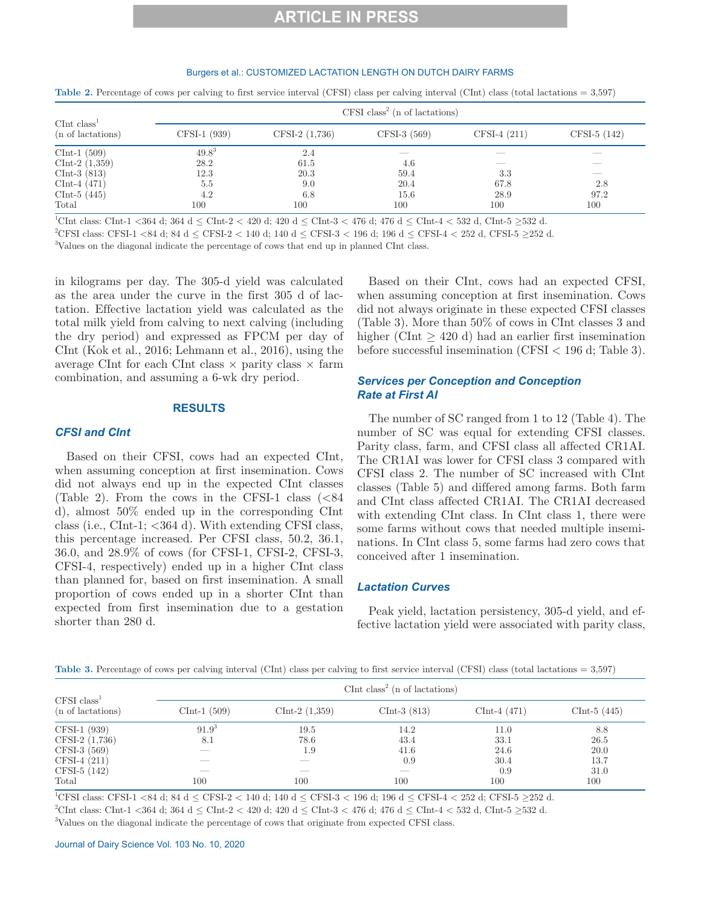**Table 2.** Percentage of cows per calving to first service interval (CFSI) class per calving interval (CInt) class (total lactations = 3,597)

| CInt class[1] (n of lactations) | CFSI class[2] (n of lactations) | | | | |
|---|---|---|---|---|---|
| | CFSI-1 (939) | CFSI-2 (1,736) | CFSI-3 (569) | CFSI-4 (211) | CFSI-5 (142) |
| CInt-1 (509) | 49.8[3] | 2.4 | — | — | — |
| CInt-2 (1,359) | 28.2 | 61.5 | 4.6 | — | — |
| CInt-3 (813) | 12.3 | 20.3 | 59.4 | 3.3 | — |
| CInt-4 (471) | 5.5 | 9.0 | 20.4 | 67.8 | 2.8 |
| CInt-5 (445) | 4.2 | 6.8 | 15.6 | 28.9 | 97.2 |
| Total | 100 | 100 | 100 | 100 | 100 |

[1]CInt class: CInt-1 <364 d; 364 d ≤ CInt-2 < 420 d; 420 d ≤ CInt-3 < 476 d; 476 d ≤ CInt-4 < 532 d, CInt-5 ≥532 d.

[2]CFSI class: CFSI-1 <84 d; 84 d ≤ CFSI-2 < 140 d; 140 d ≤ CFSI-3 < 196 d; 196 d ≤ CFSI-4 < 252 d, CFSI-5 ≥252 d.

[3]Values on the diagonal indicate the percentage of cows that end up in planned CInt class.

in kilograms per day. The 305-d yield was calculated as the area under the curve in the first 305 d of lactation. Effective lactation yield was calculated as the total milk yield from calving to next calving (including the dry period) and expressed as FPCM per day of CInt (Kok et al., 2016; Lehmann et al., 2016), using the average CInt for each CInt class × parity class × farm combination, and assuming a 6-wk dry period.

## RESULTS

### CFSI and CInt

Based on their CFSI, cows had an expected CInt, when assuming conception at first insemination. Cows did not always end up in the expected CInt classes (Table 2). From the cows in the CFSI-1 class (<84 d), almost 50% ended up in the corresponding CInt class (i.e., CInt-1; <364 d). With extending CFSI class, this percentage increased. Per CFSI class, 50.2, 36.1, 36.0, and 28.9% of cows (for CFSI-1, CFSI-2, CFSI-3, CFSI-4, respectively) ended up in a higher CInt class than planned for, based on first insemination. A small proportion of cows ended up in a shorter CInt than expected from first insemination due to a gestation shorter than 280 d.

Based on their CInt, cows had an expected CFSI, when assuming conception at first insemination. Cows did not always originate in these expected CFSI classes (Table 3). More than 50% of cows in CInt classes 3 and higher (CInt ≥ 420 d) had an earlier first insemination before successful insemination (CFSI < 196 d; Table 3).

### Services per Conception and Conception Rate at First AI

The number of SC ranged from 1 to 12 (Table 4). The number of SC was equal for extending CFSI classes. Parity class, farm, and CFSI class all affected CR1AI. The CR1AI was lower for CFSI class 3 compared with CFSI class 2. The number of SC increased with CInt classes (Table 5) and differed among farms. Both farm and CInt class affected CR1AI. The CR1AI decreased with extending CInt class. In CInt class 1, there were some farms without cows that needed multiple inseminations. In CInt class 5, some farms had zero cows that conceived after 1 insemination.

### Lactation Curves

Peak yield, lactation persistency, 305-d yield, and effective lactation yield were associated with parity class,

**Table 3.** Percentage of cows per calving interval (CInt) class per calving to first service interval (CFSI) class (total lactations = 3,597)

| CFSI class[1] (n of lactations) | CInt class[2] (n of lactations) | | | | |
|---|---|---|---|---|---|
| | CInt-1 (509) | CInt-2 (1,359) | CInt-3 (813) | CInt-4 (471) | CInt-5 (445) |
| CFSI-1 (939) | 91.9[3] | 19.5 | 14.2 | 11.0 | 8.8 |
| CFSI-2 (1,736) | 8.1 | 78.6 | 43.4 | 33.1 | 26.5 |
| CFSI-3 (569) | — | 1.9 | 41.6 | 24.6 | 20.0 |
| CFSI-4 (211) | — | — | 0.9 | 30.4 | 13.7 |
| CFSI-5 (142) | — | — | — | 0.9 | 31.0 |
| Total | 100 | 100 | 100 | 100 | 100 |

[1]CFSI class: CFSI-1 <84 d; 84 d ≤ CFSI-2 < 140 d; 140 d ≤ CFSI-3 < 196 d; 196 d ≤ CFSI-4 < 252 d; CFSI-5 ≥252 d.

[2]CInt class: CInt-1 <364 d; 364 d ≤ CInt-2 < 420 d; 420 d ≤ CInt-3 < 476 d; 476 d ≤ CInt-4 < 532 d, CInt-5 ≥532 d.

[3]Values on the diagonal indicate the percentage of cows that originate from expected CFSI class.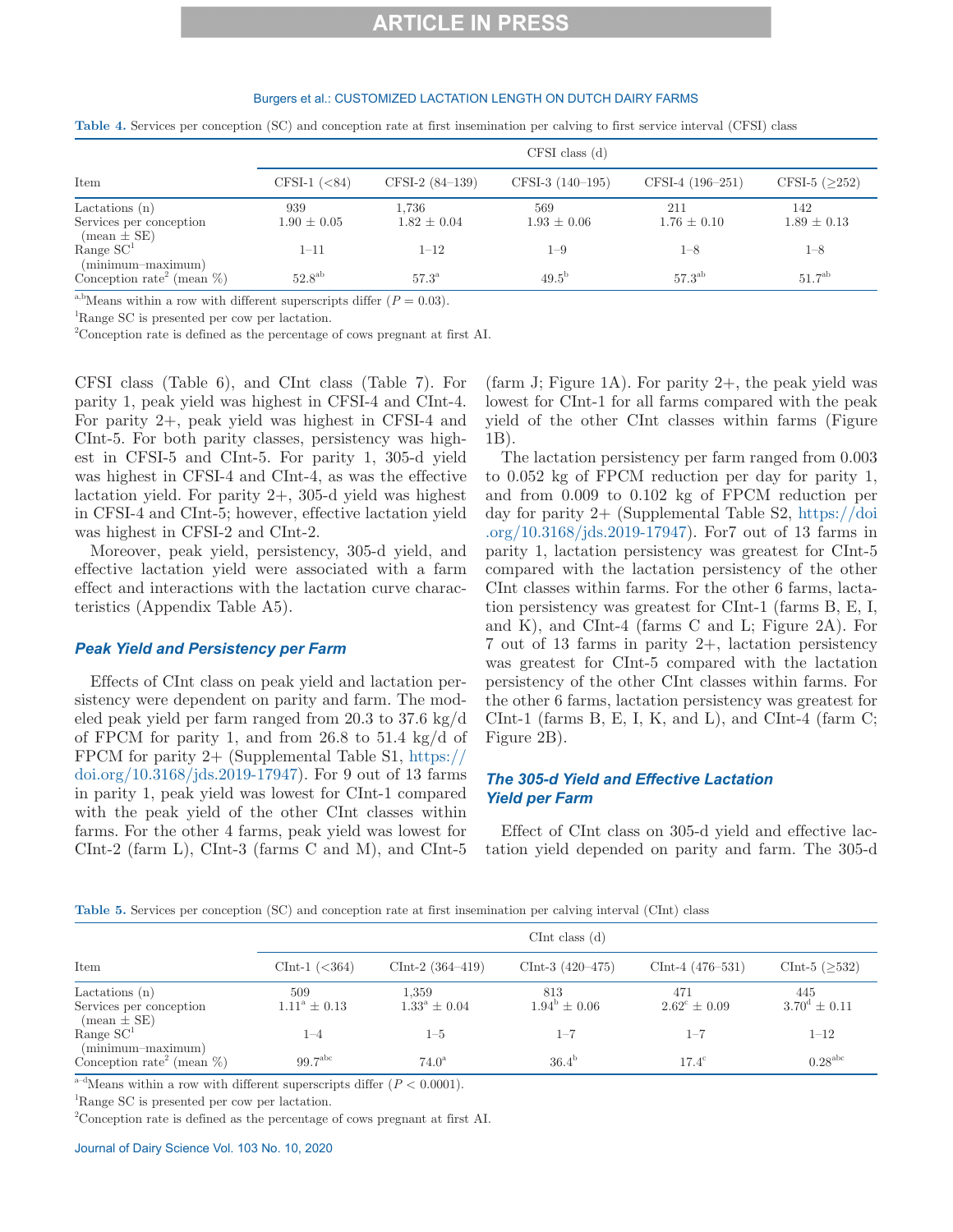**Table 4.** Services per conception (SC) and conception rate at first insemination per calving to first service interval (CFSI) class

| Item | CFSI class (d) | | | | |
|---|---|---|---|---|---|
| | CFSI-1 (<84) | CFSI-2 (84–139) | CFSI-3 (140–195) | CFSI-4 (196–251) | CFSI-5 (≥252) |
| Lactations (n) | 939 | 1,736 | 569 | 211 | 142 |
| Services per conception (mean ± SE) | 1.90 ± 0.05 | 1.82 ± 0.04 | 1.93 ± 0.06 | 1.76 ± 0.10 | 1.89 ± 0.13 |
| Range SC[1] (minimum–maximum) | 1–11 | 1–12 | 1–9 | 1–8 | 1–8 |
| Conception rate[2] (mean %) | 52.8[ab] | 57.3[a] | 49.5[b] | 57.3[ab] | 51.7[ab] |

[a,b]Means within a row with different superscripts differ ($P = 0.03$).

[1]Range SC is presented per cow per lactation.

[2]Conception rate is defined as the percentage of cows pregnant at first AI.

CFSI class (Table 6), and CInt class (Table 7). For parity 1, peak yield was highest in CFSI-4 and CInt-4. For parity 2+, peak yield was highest in CFSI-4 and CInt-5. For both parity classes, persistency was highest in CFSI-5 and CInt-5. For parity 1, 305-d yield was highest in CFSI-4 and CInt-4, as was the effective lactation yield. For parity 2+, 305-d yield was highest in CFSI-4 and CInt-5; however, effective lactation yield was highest in CFSI-2 and CInt-2.

Moreover, peak yield, persistency, 305-d yield, and effective lactation yield were associated with a farm effect and interactions with the lactation curve characteristics (Appendix Table A5).

## Peak Yield and Persistency per Farm

Effects of CInt class on peak yield and lactation persistency were dependent on parity and farm. The modeled peak yield per farm ranged from 20.3 to 37.6 kg/d of FPCM for parity 1, and from 26.8 to 51.4 kg/d of FPCM for parity 2+ (Supplemental Table S1, https://doi.org/10.3168/jds.2019-17947). For 9 out of 13 farms in parity 1, peak yield was lowest for CInt-1 compared with the peak yield of the other CInt classes within farms. For the other 4 farms, peak yield was lowest for CInt-2 (farm L), CInt-3 (farms C and M), and CInt-5 (farm J; Figure 1A). For parity 2+, the peak yield was lowest for CInt-1 for all farms compared with the peak yield of the other CInt classes within farms (Figure 1B).

The lactation persistency per farm ranged from 0.003 to 0.052 kg of FPCM reduction per day for parity 1, and from 0.009 to 0.102 kg of FPCM reduction per day for parity 2+ (Supplemental Table S2, https://doi.org/10.3168/jds.2019-17947). For7 out of 13 farms in parity 1, lactation persistency was greatest for CInt-5 compared with the lactation persistency of the other CInt classes within farms. For the other 6 farms, lactation persistency was greatest for CInt-1 (farms B, E, I, and K), and CInt-4 (farms C and L; Figure 2A). For 7 out of 13 farms in parity 2+, lactation persistency was greatest for CInt-5 compared with the lactation persistency of the other CInt classes within farms. For the other 6 farms, lactation persistency was greatest for CInt-1 (farms B, E, I, K, and L), and CInt-4 (farm C; Figure 2B).

## The 305-d Yield and Effective Lactation Yield per Farm

Effect of CInt class on 305-d yield and effective lactation yield depended on parity and farm. The 305-d

**Table 5.** Services per conception (SC) and conception rate at first insemination per calving interval (CInt) class

| Item | CInt class (d) | | | | |
|---|---|---|---|---|---|
| | CInt-1 (<364) | CInt-2 (364–419) | CInt-3 (420–475) | CInt-4 (476–531) | CInt-5 (≥532) |
| Lactations (n) | 509 | 1,359 | 813 | 471 | 445 |
| Services per conception (mean ± SE) | 1.11[a] ± 0.13 | 1.33[a] ± 0.04 | 1.94[b] ± 0.06 | 2.62[c] ± 0.09 | 3.70[d] ± 0.11 |
| Range SC[1] (minimum–maximum) | 1–4 | 1–5 | 1–7 | 1–7 | 1–12 |
| Conception rate[2] (mean %) | 99.7[abc] | 74.0[a] | 36.4[b] | 17.4[c] | 0.28[abc] |

[a–d]Means within a row with different superscripts differ ($P < 0.0001$).

[1]Range SC is presented per cow per lactation.

[2]Conception rate is defined as the percentage of cows pregnant at first AI.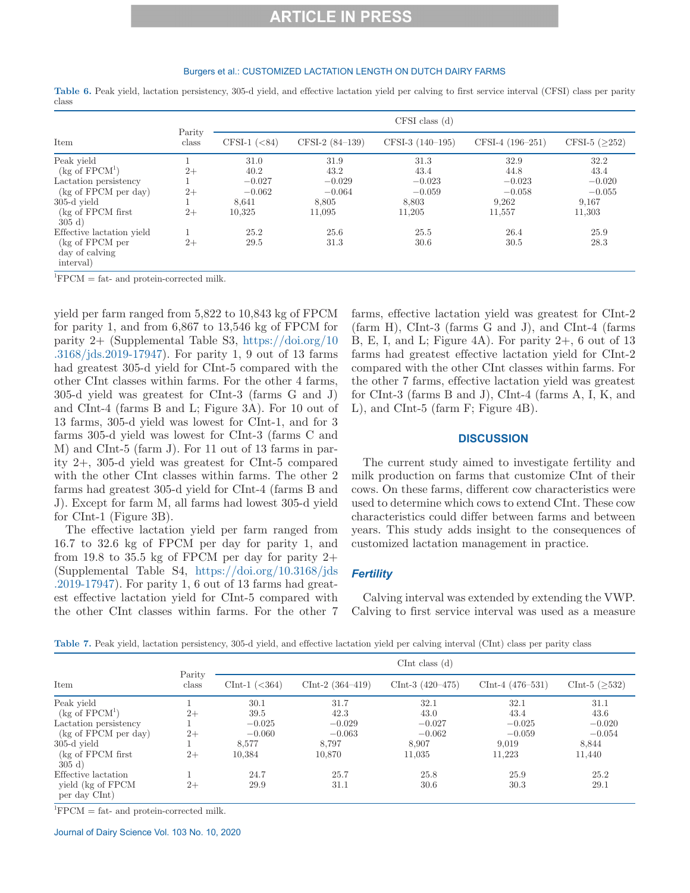**Table 6.** Peak yield, lactation persistency, 305-d yield, and effective lactation yield per calving to first service interval (CFSI) class per parity class

| Item | Parity class | CFSI class (d) | | | | |
|---|---|---|---|---|---|---|
| | | CFSI-1 (<84) | CFSI-2 (84–139) | CFSI-3 (140–195) | CFSI-4 (196–251) | CFSI-5 (≥252) |
| Peak yield (kg of FPCM[1]) | 1 | 31.0 | 31.9 | 31.3 | 32.9 | 32.2 |
| | 2+ | 40.2 | 43.2 | 43.4 | 44.8 | 43.4 |
| Lactation persistency (kg of FPCM per day) | 1 | −0.027 | −0.029 | −0.023 | −0.023 | −0.020 |
| | 2+ | −0.062 | −0.064 | −0.059 | −0.058 | −0.055 |
| 305-d yield (kg of FPCM first 305 d) | 1 | 8,641 | 8,805 | 8,803 | 9,262 | 9,167 |
| | 2+ | 10,325 | 11,095 | 11,205 | 11,557 | 11,303 |
| Effective lactation yield (kg of FPCM per day of calving interval) | 1 | 25.2 | 25.6 | 25.5 | 26.4 | 25.9 |
| | 2+ | 29.5 | 31.3 | 30.6 | 30.5 | 28.3 |

[1]FPCM = fat- and protein-corrected milk.

yield per farm ranged from 5,822 to 10,843 kg of FPCM for parity 1, and from 6,867 to 13,546 kg of FPCM for parity 2+ (Supplemental Table S3, https://doi.org/10.3168/jds.2019-17947). For parity 1, 9 out of 13 farms had greatest 305-d yield for CInt-5 compared with the other CInt classes within farms. For the other 4 farms, 305-d yield was greatest for CInt-3 (farms G and J) and CInt-4 (farms B and L; Figure 3A). For 10 out of 13 farms, 305-d yield was lowest for CInt-1, and for 3 farms 305-d yield was lowest for CInt-3 (farms C and M) and CInt-5 (farm J). For 11 out of 13 farms in parity 2+, 305-d yield was greatest for CInt-5 compared with the other CInt classes within farms. The other 2 farms had greatest 305-d yield for CInt-4 (farms B and J). Except for farm M, all farms had lowest 305-d yield for CInt-1 (Figure 3B).

The effective lactation yield per farm ranged from 16.7 to 32.6 kg of FPCM per day for parity 1, and from 19.8 to 35.5 kg of FPCM per day for parity 2+ (Supplemental Table S4, https://doi.org/10.3168/jds.2019-17947). For parity 1, 6 out of 13 farms had greatest effective lactation yield for CInt-5 compared with the other CInt classes within farms. For the other 7 farms, effective lactation yield was greatest for CInt-2 (farm H), CInt-3 (farms G and J), and CInt-4 (farms B, E, I, and L; Figure 4A). For parity 2+, 6 out of 13 farms had greatest effective lactation yield for CInt-2 compared with the other CInt classes within farms. For the other 7 farms, effective lactation yield was greatest for CInt-3 (farms B and J), CInt-4 (farms A, I, K, and L), and CInt-5 (farm F; Figure 4B).

## DISCUSSION

The current study aimed to investigate fertility and milk production on farms that customize CInt of their cows. On these farms, different cow characteristics were used to determine which cows to extend CInt. These cow characteristics could differ between farms and between years. This study adds insight to the consequences of customized lactation management in practice.

### *Fertility*

Calving interval was extended by extending the VWP. Calving to first service interval was used as a measure

**Table 7.** Peak yield, lactation persistency, 305-d yield, and effective lactation yield per calving interval (CInt) class per parity class

| Item | Parity class | CInt class (d) | | | | |
|---|---|---|---|---|---|---|
| | | CInt-1 (<364) | CInt-2 (364–419) | CInt-3 (420–475) | CInt-4 (476–531) | CInt-5 (≥532) |
| Peak yield (kg of FPCM[1]) | 1 | 30.1 | 31.7 | 32.1 | 32.1 | 31.1 |
| | 2+ | 39.5 | 42.3 | 43.0 | 43.4 | 43.6 |
| Lactation persistency (kg of FPCM per day) | 1 | −0.025 | −0.029 | −0.027 | −0.025 | −0.020 |
| | 2+ | −0.060 | −0.063 | −0.062 | −0.059 | −0.054 |
| 305-d yield (kg of FPCM first 305 d) | 1 | 8,577 | 8,797 | 8,907 | 9,019 | 8,844 |
| | 2+ | 10,384 | 10,870 | 11,035 | 11,223 | 11,440 |
| Effective lactation yield (kg of FPCM per day CInt) | 1 | 24.7 | 25.7 | 25.8 | 25.9 | 25.2 |
| | 2+ | 29.9 | 31.1 | 30.6 | 30.3 | 29.1 |

[1]FPCM = fat- and protein-corrected milk.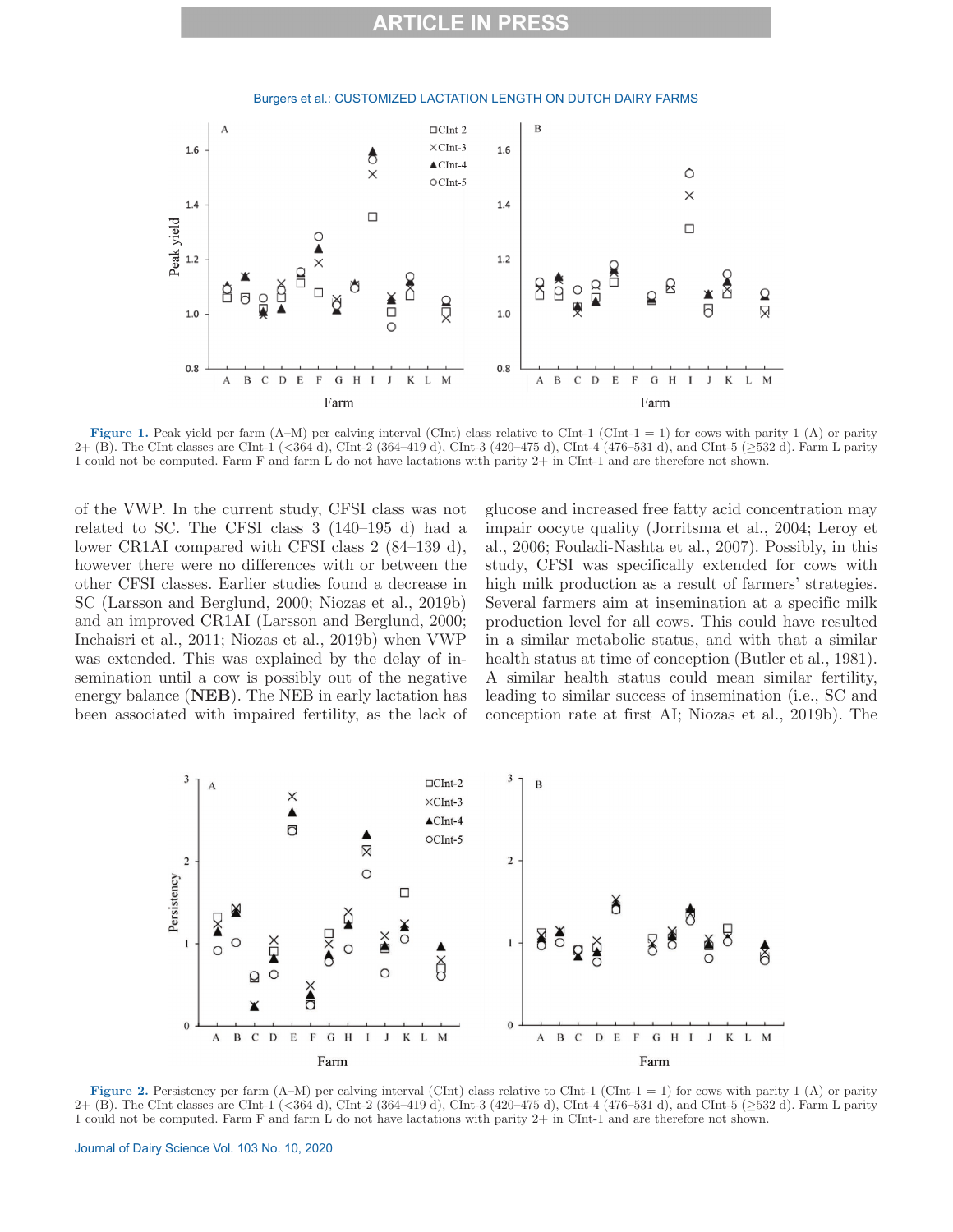Figure 1. Peak yield per farm (A–M) per calving interval (CInt) class relative to CInt-1 (CInt-1 = 1) for cows with parity 1 (A) or parity 2+ (B). The CInt classes are CInt-1 (<364 d), CInt-2 (364–419 d), CInt-3 (420–475 d), CInt-4 (476–531 d), and CInt-5 (≥532 d). Farm L parity 1 could not be computed. Farm F and farm L do not have lactations with parity 2+ in CInt-1 and are therefore not shown.

of the VWP. In the current study, CFSI class was not related to SC. The CFSI class 3 (140–195 d) had a lower CR1AI compared with CFSI class 2 (84–139 d), however there were no differences with or between the other CFSI classes. Earlier studies found a decrease in SC (Larsson and Berglund, 2000; Niozas et al., 2019b) and an improved CR1AI (Larsson and Berglund, 2000; Inchaisri et al., 2011; Niozas et al., 2019b) when VWP was extended. This was explained by the delay of insemination until a cow is possibly out of the negative energy balance (**NEB**). The NEB in early lactation has been associated with impaired fertility, as the lack of glucose and increased free fatty acid concentration may impair oocyte quality (Jorritsma et al., 2004; Leroy et al., 2006; Fouladi-Nashta et al., 2007). Possibly, in this study, CFSI was specifically extended for cows with high milk production as a result of farmers' strategies. Several farmers aim at insemination at a specific milk production level for all cows. This could have resulted in a similar metabolic status, and with that a similar health status at time of conception (Butler et al., 1981). A similar health status could mean similar fertility, leading to similar success of insemination (i.e., SC and conception rate at first AI; Niozas et al., 2019b). The

Figure 2. Persistency per farm (A–M) per calving interval (CInt) class relative to CInt-1 (CInt-1 = 1) for cows with parity 1 (A) or parity 2+ (B). The CInt classes are CInt-1 (<364 d), CInt-2 (364–419 d), CInt-3 (420–475 d), CInt-4 (476–531 d), and CInt-5 (≥532 d). Farm L parity 1 could not be computed. Farm F and farm L do not have lactations with parity 2+ in CInt-1 and are therefore not shown.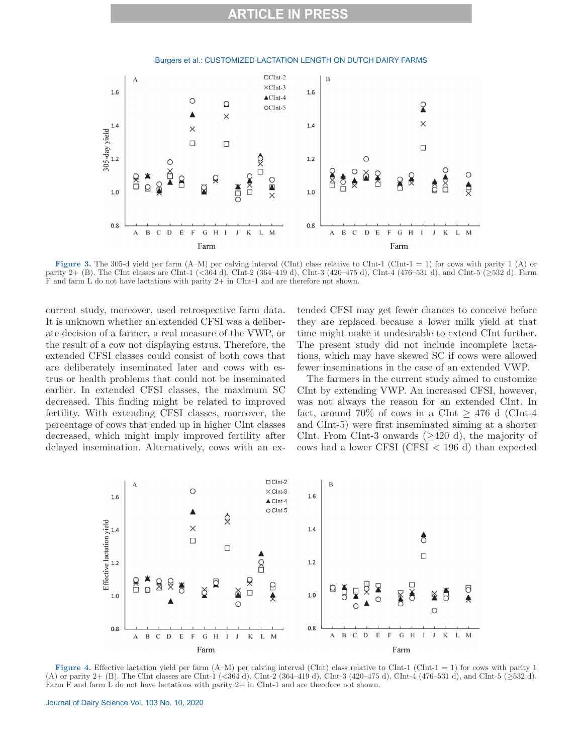Figure 3. The 305-d yield per farm (A–M) per calving interval (CInt) class relative to CInt-1 (CInt-1 = 1) for cows with parity 1 (A) or parity 2+ (B). The CInt classes are CInt-1 (<364 d), CInt-2 (364–419 d), CInt-3 (420–475 d), CInt-4 (476–531 d), and CInt-5 (≥532 d). Farm F and farm L do not have lactations with parity 2+ in CInt-1 and are therefore not shown.

current study, moreover, used retrospective farm data. It is unknown whether an extended CFSI was a deliberate decision of a farmer, a real measure of the VWP, or the result of a cow not displaying estrus. Therefore, the extended CFSI classes could consist of both cows that are deliberately inseminated later and cows with estrus or health problems that could not be inseminated earlier. In extended CFSI classes, the maximum SC decreased. This finding might be related to improved fertility. With extending CFSI classes, moreover, the percentage of cows that ended up in higher CInt classes decreased, which might imply improved fertility after delayed insemination. Alternatively, cows with an extended CFSI may get fewer chances to conceive before they are replaced because a lower milk yield at that time might make it undesirable to extend CInt further. The present study did not include incomplete lactations, which may have skewed SC if cows were allowed fewer inseminations in the case of an extended VWP.

The farmers in the current study aimed to customize CInt by extending VWP. An increased CFSI, however, was not always the reason for an extended CInt. In fact, around 70% of cows in a CInt ≥ 476 d (CInt-4 and CInt-5) were first inseminated aiming at a shorter CInt. From CInt-3 onwards (≥420 d), the majority of cows had a lower CFSI (CFSI < 196 d) than expected

Figure 4. Effective lactation yield per farm (A–M) per calving interval (CInt) class relative to CInt-1 (CInt-1 = 1) for cows with parity 1 (A) or parity 2+ (B). The CInt classes are CInt-1 (<364 d), CInt-2 (364–419 d), CInt-3 (420–475 d), CInt-4 (476–531 d), and CInt-5 (≥532 d). Farm F and farm L do not have lactations with parity 2+ in CInt-1 and are therefore not shown.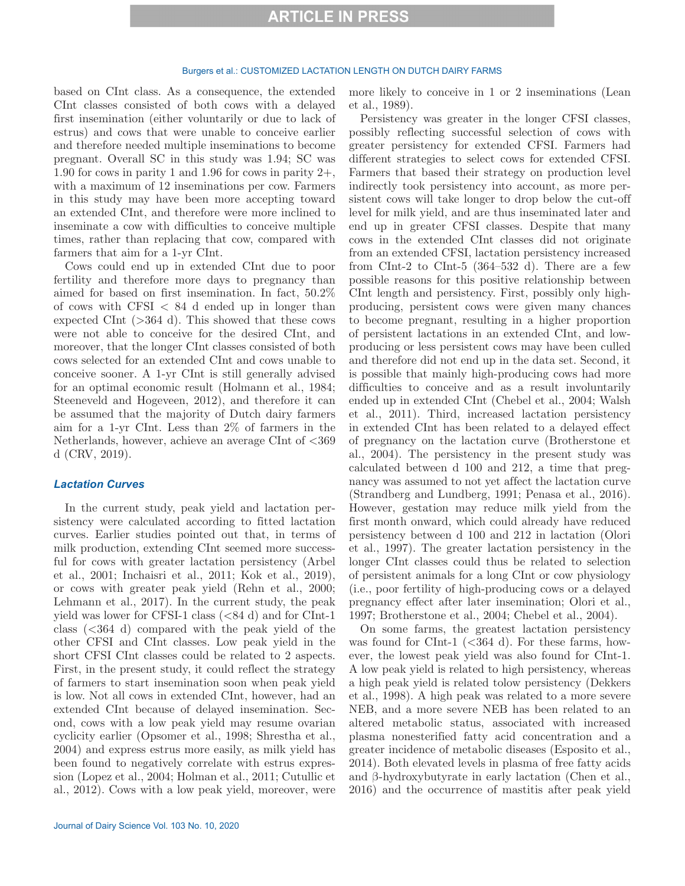based on CInt class. As a consequence, the extended CInt classes consisted of both cows with a delayed first insemination (either voluntarily or due to lack of estrus) and cows that were unable to conceive earlier and therefore needed multiple inseminations to become pregnant. Overall SC in this study was 1.94; SC was 1.90 for cows in parity 1 and 1.96 for cows in parity 2+, with a maximum of 12 inseminations per cow. Farmers in this study may have been more accepting toward an extended CInt, and therefore were more inclined to inseminate a cow with difficulties to conceive multiple times, rather than replacing that cow, compared with farmers that aim for a 1-yr CInt.

Cows could end up in extended CInt due to poor fertility and therefore more days to pregnancy than aimed for based on first insemination. In fact, 50.2% of cows with CFSI < 84 d ended up in longer than expected CInt (>364 d). This showed that these cows were not able to conceive for the desired CInt, and moreover, that the longer CInt classes consisted of both cows selected for an extended CInt and cows unable to conceive sooner. A 1-yr CInt is still generally advised for an optimal economic result (Holmann et al., 1984; Steeneveld and Hogeveen, 2012), and therefore it can be assumed that the majority of Dutch dairy farmers aim for a 1-yr CInt. Less than 2% of farmers in the Netherlands, however, achieve an average CInt of <369 d (CRV, 2019).

### Lactation Curves

In the current study, peak yield and lactation persistency were calculated according to fitted lactation curves. Earlier studies pointed out that, in terms of milk production, extending CInt seemed more successful for cows with greater lactation persistency (Arbel et al., 2001; Inchaisri et al., 2011; Kok et al., 2019), or cows with greater peak yield (Rehn et al., 2000; Lehmann et al., 2017). In the current study, the peak yield was lower for CFSI-1 class (<84 d) and for CInt-1 class (<364 d) compared with the peak yield of the other CFSI and CInt classes. Low peak yield in the short CFSI CInt classes could be related to 2 aspects. First, in the present study, it could reflect the strategy of farmers to start insemination soon when peak yield is low. Not all cows in extended CInt, however, had an extended CInt because of delayed insemination. Second, cows with a low peak yield may resume ovarian cyclicity earlier (Opsomer et al., 1998; Shrestha et al., 2004) and express estrus more easily, as milk yield has been found to negatively correlate with estrus expression (Lopez et al., 2004; Holman et al., 2011; Cutullic et al., 2012). Cows with a low peak yield, moreover, were more likely to conceive in 1 or 2 inseminations (Lean et al., 1989).

Persistency was greater in the longer CFSI classes, possibly reflecting successful selection of cows with greater persistency for extended CFSI. Farmers had different strategies to select cows for extended CFSI. Farmers that based their strategy on production level indirectly took persistency into account, as more persistent cows will take longer to drop below the cut-off level for milk yield, and are thus inseminated later and end up in greater CFSI classes. Despite that many cows in the extended CInt classes did not originate from an extended CFSI, lactation persistency increased from CInt-2 to CInt-5 (364–532 d). There are a few possible reasons for this positive relationship between CInt length and persistency. First, possibly only high-producing, persistent cows were given many chances to become pregnant, resulting in a higher proportion of persistent lactations in an extended CInt, and low-producing or less persistent cows may have been culled and therefore did not end up in the data set. Second, it is possible that mainly high-producing cows had more difficulties to conceive and as a result involuntarily ended up in extended CInt (Chebel et al., 2004; Walsh et al., 2011). Third, increased lactation persistency in extended CInt has been related to a delayed effect of pregnancy on the lactation curve (Brotherstone et al., 2004). The persistency in the present study was calculated between d 100 and 212, a time that pregnancy was assumed to not yet affect the lactation curve (Strandberg and Lundberg, 1991; Penasa et al., 2016). However, gestation may reduce milk yield from the first month onward, which could already have reduced persistency between d 100 and 212 in lactation (Olori et al., 1997). The greater lactation persistency in the longer CInt classes could thus be related to selection of persistent animals for a long CInt or cow physiology (i.e., poor fertility of high-producing cows or a delayed pregnancy effect after later insemination; Olori et al., 1997; Brotherstone et al., 2004; Chebel et al., 2004).

On some farms, the greatest lactation persistency was found for CInt-1 (<364 d). For these farms, however, the lowest peak yield was also found for CInt-1. A low peak yield is related to high persistency, whereas a high peak yield is related tolow persistency (Dekkers et al., 1998). A high peak was related to a more severe NEB, and a more severe NEB has been related to an altered metabolic status, associated with increased plasma nonesterified fatty acid concentration and a greater incidence of metabolic diseases (Esposito et al., 2014). Both elevated levels in plasma of free fatty acids and β-hydroxybutyrate in early lactation (Chen et al., 2016) and the occurrence of mastitis after peak yield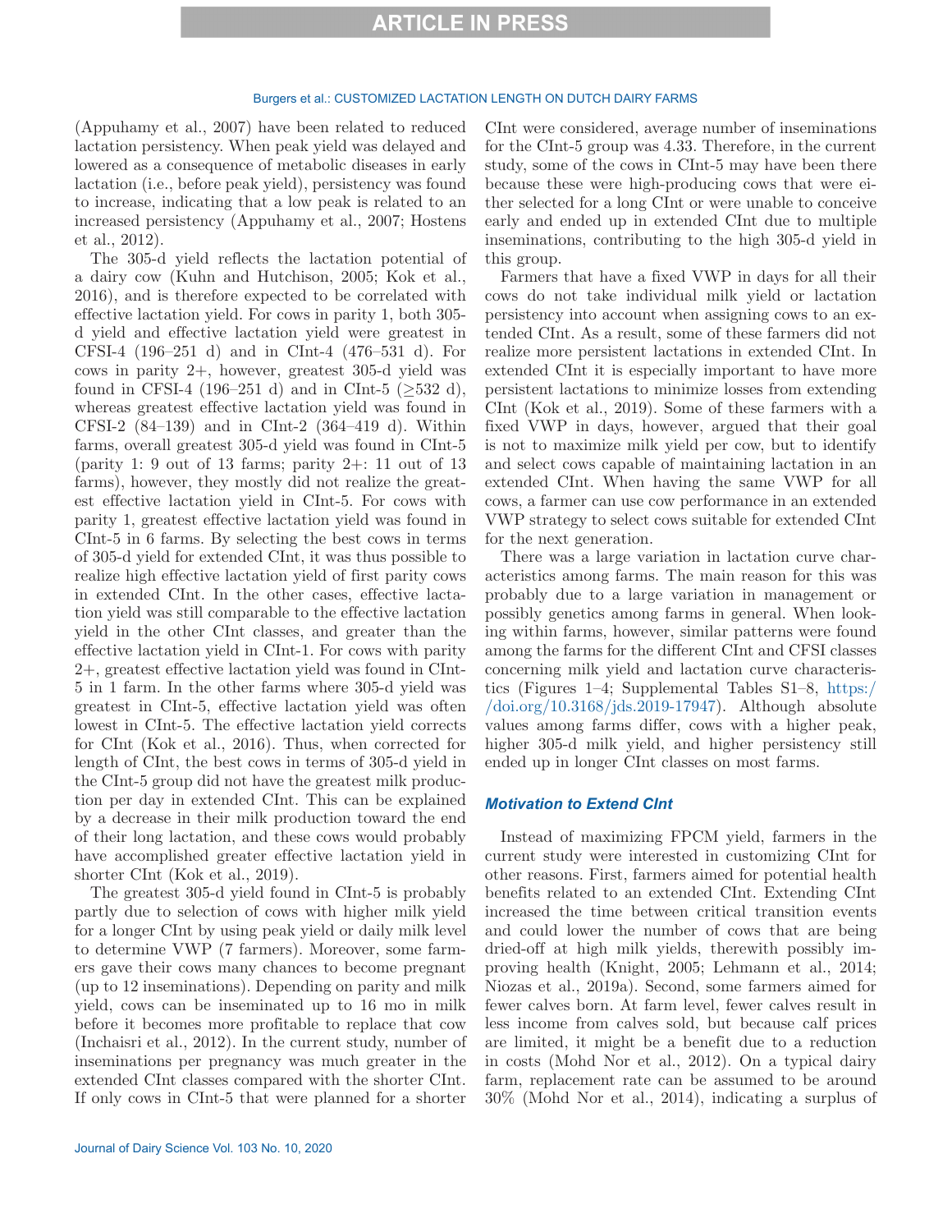(Appuhamy et al., 2007) have been related to reduced lactation persistency. When peak yield was delayed and lowered as a consequence of metabolic diseases in early lactation (i.e., before peak yield), persistency was found to increase, indicating that a low peak is related to an increased persistency (Appuhamy et al., 2007; Hostens et al., 2012).

The 305-d yield reflects the lactation potential of a dairy cow (Kuhn and Hutchison, 2005; Kok et al., 2016), and is therefore expected to be correlated with effective lactation yield. For cows in parity 1, both 305-d yield and effective lactation yield were greatest in CFSI-4 (196–251 d) and in CInt-4 (476–531 d). For cows in parity 2+, however, greatest 305-d yield was found in CFSI-4 (196–251 d) and in CInt-5 (≥532 d), whereas greatest effective lactation yield was found in CFSI-2 (84–139) and in CInt-2 (364–419 d). Within farms, overall greatest 305-d yield was found in CInt-5 (parity 1: 9 out of 13 farms; parity 2+: 11 out of 13 farms), however, they mostly did not realize the greatest effective lactation yield in CInt-5. For cows with parity 1, greatest effective lactation yield was found in CInt-5 in 6 farms. By selecting the best cows in terms of 305-d yield for extended CInt, it was thus possible to realize high effective lactation yield of first parity cows in extended CInt. In the other cases, effective lactation yield was still comparable to the effective lactation yield in the other CInt classes, and greater than the effective lactation yield in CInt-1. For cows with parity 2+, greatest effective lactation yield was found in CInt-5 in 1 farm. In the other farms where 305-d yield was greatest in CInt-5, effective lactation yield was often lowest in CInt-5. The effective lactation yield corrects for length of CInt (Kok et al., 2016). Thus, when corrected for length of CInt, the best cows in terms of 305-d yield in the CInt-5 group did not have the greatest milk production per day in extended CInt. This can be explained by a decrease in their milk production toward the end of their long lactation, and these cows would probably have accomplished greater effective lactation yield in shorter CInt (Kok et al., 2019).

The greatest 305-d yield found in CInt-5 is probably partly due to selection of cows with higher milk yield for a longer CInt by using peak yield or daily milk level to determine VWP (7 farmers). Moreover, some farmers gave their cows many chances to become pregnant (up to 12 inseminations). Depending on parity and milk yield, cows can be inseminated up to 16 mo in milk before it becomes more profitable to replace that cow (Inchaisri et al., 2012). In the current study, number of inseminations per pregnancy was much greater in the extended CInt classes compared with the shorter CInt. If only cows in CInt-5 that were planned for a shorter CInt were considered, average number of inseminations for the CInt-5 group was 4.33. Therefore, in the current study, some of the cows in CInt-5 may have been there because these were high-producing cows that were either selected for a long CInt or were unable to conceive early and ended up in extended CInt due to multiple inseminations, contributing to the high 305-d yield in this group.

Farmers that have a fixed VWP in days for all their cows do not take individual milk yield or lactation persistency into account when assigning cows to an extended CInt. As a result, some of these farmers did not realize more persistent lactations in extended CInt. In extended CInt it is especially important to have more persistent lactations to minimize losses from extending CInt (Kok et al., 2019). Some of these farmers with a fixed VWP in days, however, argued that their goal is not to maximize milk yield per cow, but to identify and select cows capable of maintaining lactation in an extended CInt. When having the same VWP for all cows, a farmer can use cow performance in an extended VWP strategy to select cows suitable for extended CInt for the next generation.

There was a large variation in lactation curve characteristics among farms. The main reason for this was probably due to a large variation in management or possibly genetics among farms in general. When looking within farms, however, similar patterns were found among the farms for the different CInt and CFSI classes concerning milk yield and lactation curve characteristics (Figures 1–4; Supplemental Tables S1–8, https://doi.org/10.3168/jds.2019-17947). Although absolute values among farms differ, cows with a higher peak, higher 305-d milk yield, and higher persistency still ended up in longer CInt classes on most farms.

### *Motivation to Extend CInt*

Instead of maximizing FPCM yield, farmers in the current study were interested in customizing CInt for other reasons. First, farmers aimed for potential health benefits related to an extended CInt. Extending CInt increased the time between critical transition events and could lower the number of cows that are being dried-off at high milk yields, therewith possibly improving health (Knight, 2005; Lehmann et al., 2014; Niozas et al., 2019a). Second, some farmers aimed for fewer calves born. At farm level, fewer calves result in less income from calves sold, but because calf prices are limited, it might be a benefit due to a reduction in costs (Mohd Nor et al., 2012). On a typical dairy farm, replacement rate can be assumed to be around 30% (Mohd Nor et al., 2014), indicating a surplus of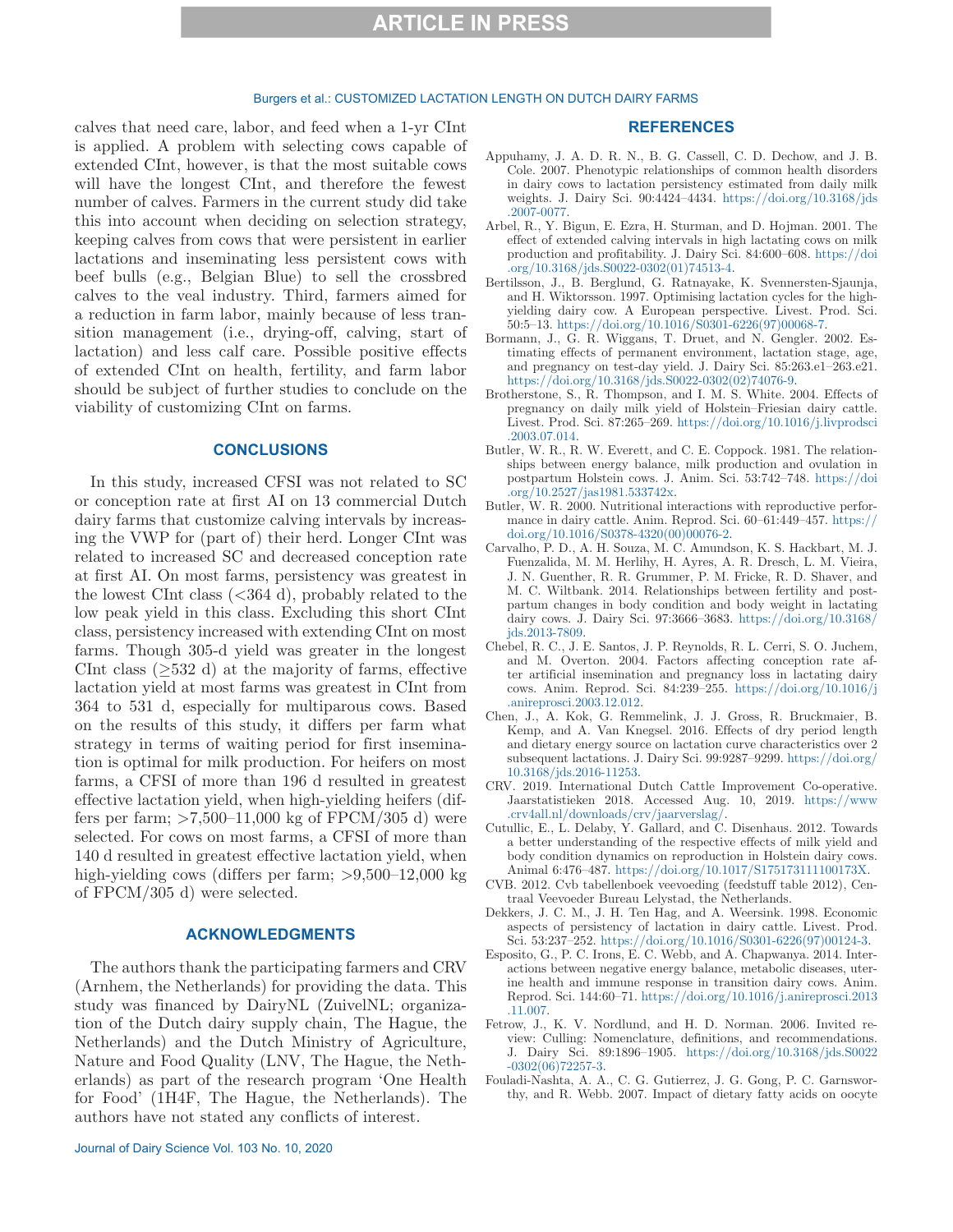calves that need care, labor, and feed when a 1-yr CInt is applied. A problem with selecting cows capable of extended CInt, however, is that the most suitable cows will have the longest CInt, and therefore the fewest number of calves. Farmers in the current study did take this into account when deciding on selection strategy, keeping calves from cows that were persistent in earlier lactations and inseminating less persistent cows with beef bulls (e.g., Belgian Blue) to sell the crossbred calves to the veal industry. Third, farmers aimed for a reduction in farm labor, mainly because of less transition management (i.e., drying-off, calving, start of lactation) and less calf care. Possible positive effects of extended CInt on health, fertility, and farm labor should be subject of further studies to conclude on the viability of customizing CInt on farms.

## CONCLUSIONS

In this study, increased CFSI was not related to SC or conception rate at first AI on 13 commercial Dutch dairy farms that customize calving intervals by increasing the VWP for (part of) their herd. Longer CInt was related to increased SC and decreased conception rate at first AI. On most farms, persistency was greatest in the lowest CInt class (<364 d), probably related to the low peak yield in this class. Excluding this short CInt class, persistency increased with extending CInt on most farms. Though 305-d yield was greater in the longest CInt class (≥532 d) at the majority of farms, effective lactation yield at most farms was greatest in CInt from 364 to 531 d, especially for multiparous cows. Based on the results of this study, it differs per farm what strategy in terms of waiting period for first insemination is optimal for milk production. For heifers on most farms, a CFSI of more than 196 d resulted in greatest effective lactation yield, when high-yielding heifers (differs per farm; >7,500–11,000 kg of FPCM/305 d) were selected. For cows on most farms, a CFSI of more than 140 d resulted in greatest effective lactation yield, when high-yielding cows (differs per farm; >9,500–12,000 kg of FPCM/305 d) were selected.

## ACKNOWLEDGMENTS

The authors thank the participating farmers and CRV (Arnhem, the Netherlands) for providing the data. This study was financed by DairyNL (ZuivelNL; organization of the Dutch dairy supply chain, The Hague, the Netherlands) and the Dutch Ministry of Agriculture, Nature and Food Quality (LNV, The Hague, the Netherlands) as part of the research program 'One Health for Food' (1H4F, The Hague, the Netherlands). The authors have not stated any conflicts of interest.

## REFERENCES

Appuhamy, J. A. D. R. N., B. G. Cassell, C. D. Dechow, and J. B. Cole. 2007. Phenotypic relationships of common health disorders in dairy cows to lactation persistency estimated from daily milk weights. J. Dairy Sci. 90:4424–4434. https://doi.org/10.3168/jds.2007-0077.

Arbel, R., Y. Bigun, E. Ezra, H. Sturman, and D. Hojman. 2001. The effect of extended calving intervals in high lactating cows on milk production and profitability. J. Dairy Sci. 84:600–608. https://doi.org/10.3168/jds.S0022-0302(01)74513-4.

Bertilsson, J., B. Berglund, G. Ratnayake, K. Svennersten-Sjaunja, and H. Wiktorsson. 1997. Optimising lactation cycles for the high-yielding dairy cow. A European perspective. Livest. Prod. Sci. 50:5–13. https://doi.org/10.1016/S0301-6226(97)00068-7.

Bormann, J., G. R. Wiggans, T. Druet, and N. Gengler. 2002. Estimating effects of permanent environment, lactation stage, age, and pregnancy on test-day yield. J. Dairy Sci. 85:263.e1–263.e21. https://doi.org/10.3168/jds.S0022-0302(02)74076-9.

Brotherstone, S., R. Thompson, and I. M. S. White. 2004. Effects of pregnancy on daily milk yield of Holstein–Friesian dairy cattle. Livest. Prod. Sci. 87:265–269. https://doi.org/10.1016/j.livprodsci.2003.07.014.

Butler, W. R., R. W. Everett, and C. E. Coppock. 1981. The relationships between energy balance, milk production and ovulation in postpartum Holstein cows. J. Anim. Sci. 53:742–748. https://doi.org/10.2527/jas1981.533742x.

Butler, W. R. 2000. Nutritional interactions with reproductive performance in dairy cattle. Anim. Reprod. Sci. 60–61:449–457. https://doi.org/10.1016/S0378-4320(00)00076-2.

Carvalho, P. D., A. H. Souza, M. C. Amundson, K. S. Hackbart, M. J. Fuenzalida, M. M. Herlihy, H. Ayres, A. R. Dresch, L. M. Vieira, J. N. Guenther, R. R. Grummer, P. M. Fricke, R. D. Shaver, and M. C. Wiltbank. 2014. Relationships between fertility and postpartum changes in body condition and body weight in lactating dairy cows. J. Dairy Sci. 97:3666–3683. https://doi.org/10.3168/jds.2013-7809.

Chebel, R. C., J. E. Santos, J. P. Reynolds, R. L. Cerri, S. O. Juchem, and M. Overton. 2004. Factors affecting conception rate after artificial insemination and pregnancy loss in lactating dairy cows. Anim. Reprod. Sci. 84:239–255. https://doi.org/10.1016/j.anireprosci.2003.12.012.

Chen, J., A. Kok, G. Remmelink, J. J. Gross, R. Bruckmaier, B. Kemp, and A. Van Knegsel. 2016. Effects of dry period length and dietary energy source on lactation curve characteristics over 2 subsequent lactations. J. Dairy Sci. 99:9287–9299. https://doi.org/10.3168/jds.2016-11253.

CRV. 2019. International Dutch Cattle Improvement Co-operative. Jaarstatistieken 2018. Accessed Aug. 10, 2019. https://www.crv4all.nl/downloads/crv/jaarverslag/.

Cutullic, E., L. Delaby, Y. Gallard, and C. Disenhaus. 2012. Towards a better understanding of the respective effects of milk yield and body condition dynamics on reproduction in Holstein dairy cows. Animal 6:476–487. https://doi.org/10.1017/S175173111100173X.

CVB. 2012. Cvb tabellenboek veevoeding (feedstuff table 2012), Centraal Veevoeder Bureau Lelystad, the Netherlands.

Dekkers, J. C. M., J. H. Ten Hag, and A. Weersink. 1998. Economic aspects of persistency of lactation in dairy cattle. Livest. Prod. Sci. 53:237–252. https://doi.org/10.1016/S0301-6226(97)00124-3.

Esposito, G., P. C. Irons, E. C. Webb, and A. Chapwanya. 2014. Interactions between negative energy balance, metabolic diseases, uterine health and immune response in transition dairy cows. Anim. Reprod. Sci. 144:60–71. https://doi.org/10.1016/j.anireprosci.2013.11.007.

Fetrow, J., K. V. Nordlund, and H. D. Norman. 2006. Invited review: Culling: Nomenclature, definitions, and recommendations. J. Dairy Sci. 89:1896–1905. https://doi.org/10.3168/jds.S0022-0302(06)72257-3.

Fouladi-Nashta, A. A., C. G. Gutierrez, J. G. Gong, P. C. Garnsworthy, and R. Webb. 2007. Impact of dietary fatty acids on oocyte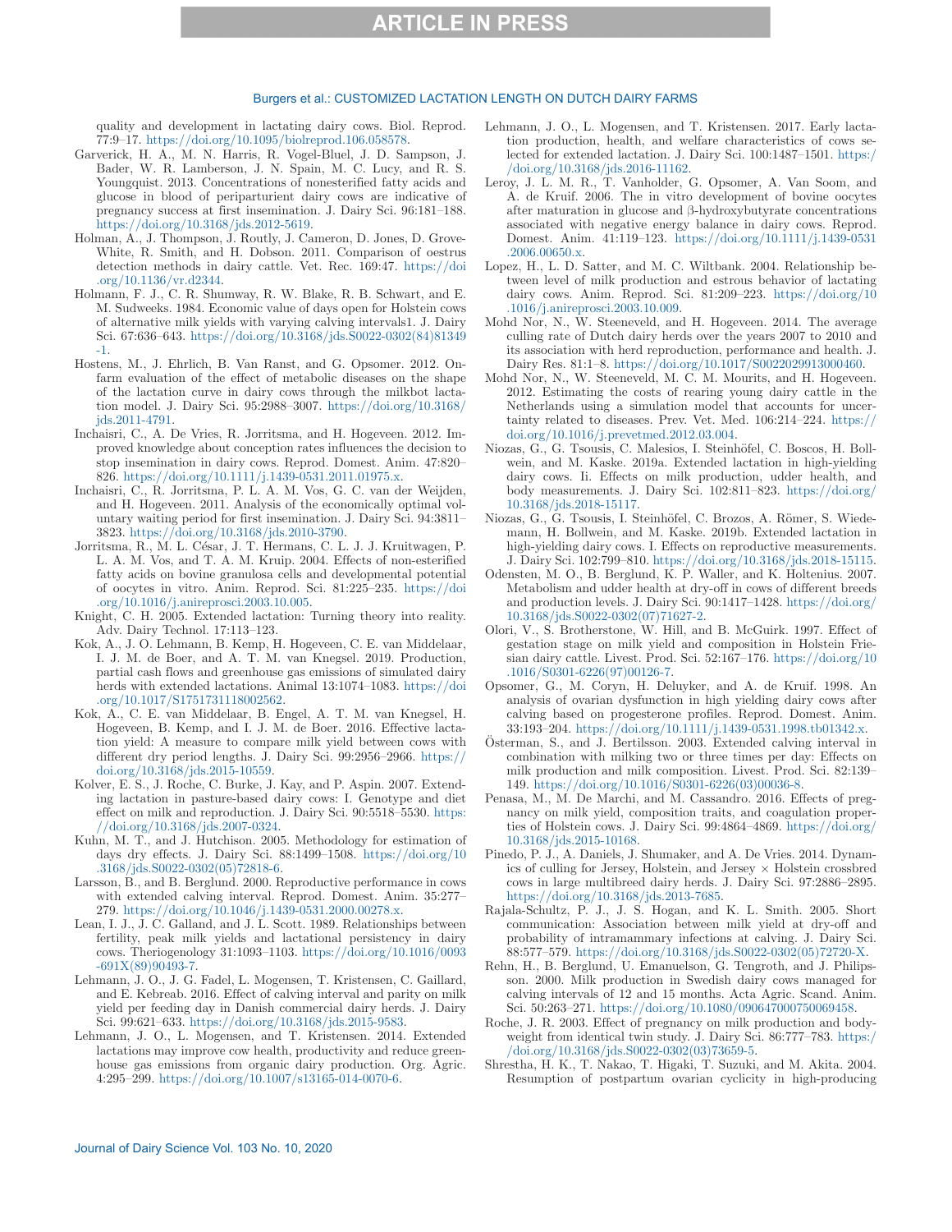quality and development in lactating dairy cows. Biol. Reprod. 77:9–17. https://doi.org/10.1095/biolreprod.106.058578.

Garverick, H. A., M. N. Harris, R. Vogel-Bluel, J. D. Sampson, J. Bader, W. R. Lamberson, J. N. Spain, M. C. Lucy, and R. S. Youngquist. 2013. Concentrations of nonesterified fatty acids and glucose in blood of periparturient dairy cows are indicative of pregnancy success at first insemination. J. Dairy Sci. 96:181–188. https://doi.org/10.3168/jds.2012-5619.

Holman, A., J. Thompson, J. Routly, J. Cameron, D. Jones, D. Grove-White, R. Smith, and H. Dobson. 2011. Comparison of oestrus detection methods in dairy cattle. Vet. Rec. 169:47. https://doi.org/10.1136/vr.d2344.

Holmann, F. J., C. R. Shumway, R. W. Blake, R. B. Schwart, and E. M. Sudweeks. 1984. Economic value of days open for Holstein cows of alternative milk yields with varying calving intervals1. J. Dairy Sci. 67:636–643. https://doi.org/10.3168/jds.S0022-0302(84)81349-1.

Hostens, M., J. Ehrlich, B. Van Ranst, and G. Opsomer. 2012. On-farm evaluation of the effect of metabolic diseases on the shape of the lactation curve in dairy cows through the milkbot lactation model. J. Dairy Sci. 95:2988–3007. https://doi.org/10.3168/jds.2011-4791.

Inchaisri, C., A. De Vries, R. Jorritsma, and H. Hogeveen. 2012. Improved knowledge about conception rates influences the decision to stop insemination in dairy cows. Reprod. Domest. Anim. 47:820–826. https://doi.org/10.1111/j.1439-0531.2011.01975.x.

Inchaisri, C., R. Jorritsma, P. L. A. M. Vos, G. C. van der Weijden, and H. Hogeveen. 2011. Analysis of the economically optimal voluntary waiting period for first insemination. J. Dairy Sci. 94:3811–3823. https://doi.org/10.3168/jds.2010-3790.

Jorritsma, R., M. L. César, J. T. Hermans, C. L. J. J. Kruitwagen, P. L. A. M. Vos, and T. A. M. Kruip. 2004. Effects of non-esterified fatty acids on bovine granulosa cells and developmental potential of oocytes in vitro. Anim. Reprod. Sci. 81:225–235. https://doi.org/10.1016/j.anireprosci.2003.10.005.

Knight, C. H. 2005. Extended lactation: Turning theory into reality. Adv. Dairy Technol. 17:113–123.

Kok, A., J. O. Lehmann, B. Kemp, H. Hogeveen, C. E. van Middelaar, I. J. M. de Boer, and A. T. M. van Knegsel. 2019. Production, partial cash flows and greenhouse gas emissions of simulated dairy herds with extended lactations. Animal 13:1074–1083. https://doi.org/10.1017/S1751731118002562.

Kok, A., C. E. van Middelaar, B. Engel, A. T. M. van Knegsel, H. Hogeveen, B. Kemp, and I. J. M. de Boer. 2016. Effective lactation yield: A measure to compare milk yield between cows with different dry period lengths. J. Dairy Sci. 99:2956–2966. https://doi.org/10.3168/jds.2015-10559.

Kolver, E. S., J. Roche, C. Burke, J. Kay, and P. Aspin. 2007. Extending lactation in pasture-based dairy cows: I. Genotype and diet effect on milk and reproduction. J. Dairy Sci. 90:5518–5530. https://doi.org/10.3168/jds.2007-0324.

Kuhn, M. T., and J. Hutchison. 2005. Methodology for estimation of days dry effects. J. Dairy Sci. 88:1499–1508. https://doi.org/10.3168/jds.S0022-0302(05)72818-6.

Larsson, B., and B. Berglund. 2000. Reproductive performance in cows with extended calving interval. Reprod. Domest. Anim. 35:277–279. https://doi.org/10.1046/j.1439-0531.2000.00278.x.

Lean, I. J., J. C. Galland, and J. L. Scott. 1989. Relationships between fertility, peak milk yields and lactational persistency in dairy cows. Theriogenology 31:1093–1103. https://doi.org/10.1016/0093-691X(89)90493-7.

Lehmann, J. O., J. G. Fadel, L. Mogensen, T. Kristensen, C. Gaillard, and E. Kebreab. 2016. Effect of calving interval and parity on milk yield per feeding day in Danish commercial dairy herds. J. Dairy Sci. 99:621–633. https://doi.org/10.3168/jds.2015-9583.

Lehmann, J. O., L. Mogensen, and T. Kristensen. 2014. Extended lactations may improve cow health, productivity and reduce greenhouse gas emissions from organic dairy production. Org. Agric. 4:295–299. https://doi.org/10.1007/s13165-014-0070-6.

Lehmann, J. O., L. Mogensen, and T. Kristensen. 2017. Early lactation production, health, and welfare characteristics of cows selected for extended lactation. J. Dairy Sci. 100:1487–1501. https://doi.org/10.3168/jds.2016-11162.

Leroy, J. L. M. R., T. Vanholder, G. Opsomer, A. Van Soom, and A. de Kruif. 2006. The in vitro development of bovine oocytes after maturation in glucose and β-hydroxybutyrate concentrations associated with negative energy balance in dairy cows. Reprod. Domest. Anim. 41:119–123. https://doi.org/10.1111/j.1439-0531.2006.00650.x.

Lopez, H., L. D. Satter, and M. C. Wiltbank. 2004. Relationship between level of milk production and estrous behavior of lactating dairy cows. Anim. Reprod. Sci. 81:209–223. https://doi.org/10.1016/j.anireprosci.2003.10.009.

Mohd Nor, N., W. Steeneveld, and H. Hogeveen. 2014. The average culling rate of Dutch dairy herds over the years 2007 to 2010 and its association with herd reproduction, performance and health. J. Dairy Res. 81:1–8. https://doi.org/10.1017/S0022029913000460.

Mohd Nor, N., W. Steeneveld, M. C. M. Mourits, and H. Hogeveen. 2012. Estimating the costs of rearing young dairy cattle in the Netherlands using a simulation model that accounts for uncertainty related to diseases. Prev. Vet. Med. 106:214–224. https://doi.org/10.1016/j.prevetmed.2012.03.004.

Niozas, G., G. Tsousis, C. Malesios, I. Steinhöfel, C. Boscos, H. Bollwein, and M. Kaske. 2019a. Extended lactation in high-yielding dairy cows. Ii. Effects on milk production, udder health, and body measurements. J. Dairy Sci. 102:811–823. https://doi.org/10.3168/jds.2018-15117.

Niozas, G., G. Tsousis, I. Steinhöfel, C. Brozos, A. Römer, S. Wiedemann, H. Bollwein, and M. Kaske. 2019b. Extended lactation in high-yielding dairy cows. I. Effects on reproductive measurements. J. Dairy Sci. 102:799–810. https://doi.org/10.3168/jds.2018-15115.

Odensten, M. O., B. Berglund, K. P. Waller, and K. Holtenius. 2007. Metabolism and udder health at dry-off in cows of different breeds and production levels. J. Dairy Sci. 90:1417–1428. https://doi.org/10.3168/jds.S0022-0302(07)71627-2.

Olori, V., S. Brotherstone, W. Hill, and B. McGuirk. 1997. Effect of gestation stage on milk yield and composition in Holstein Friesian dairy cattle. Livest. Prod. Sci. 52:167–176. https://doi.org/10.1016/S0301-6226(97)00126-7.

Opsomer, G., M. Coryn, H. Deluyker, and A. de Kruif. 1998. An analysis of ovarian dysfunction in high yielding dairy cows after calving based on progesterone profiles. Reprod. Domest. Anim. 33:193–204. https://doi.org/10.1111/j.1439-0531.1998.tb01342.x.

Österman, S., and J. Bertilsson. 2003. Extended calving interval in combination with milking two or three times per day: Effects on milk production and milk composition. Livest. Prod. Sci. 82:139–149. https://doi.org/10.1016/S0301-6226(03)00036-8.

Penasa, M., M. De Marchi, and M. Cassandro. 2016. Effects of pregnancy on milk yield, composition traits, and coagulation properties of Holstein cows. J. Dairy Sci. 99:4864–4869. https://doi.org/10.3168/jds.2015-10168.

Pinedo, P. J., A. Daniels, J. Shumaker, and A. De Vries. 2014. Dynamics of culling for Jersey, Holstein, and Jersey × Holstein crossbred cows in large multibreed dairy herds. J. Dairy Sci. 97:2886–2895. https://doi.org/10.3168/jds.2013-7685.

Rajala-Schultz, P. J., J. S. Hogan, and K. L. Smith. 2005. Short communication: Association between milk yield at dry-off and probability of intramammary infections at calving. J. Dairy Sci. 88:577–579. https://doi.org/10.3168/jds.S0022-0302(05)72720-X.

Rehn, H., B. Berglund, U. Emanuelson, G. Tengroth, and J. Philipsson. 2000. Milk production in Swedish dairy cows managed for calving intervals of 12 and 15 months. Acta Agric. Scand. Anim. Sci. 50:263–271. https://doi.org/10.1080/090647000750069458.

Roche, J. R. 2003. Effect of pregnancy on milk production and bodyweight from identical twin study. J. Dairy Sci. 86:777–783. https://doi.org/10.3168/jds.S0022-0302(03)73659-5.

Shrestha, H. K., T. Nakao, T. Higaki, T. Suzuki, and M. Akita. 2004. Resumption of postpartum ovarian cyclicity in high-producing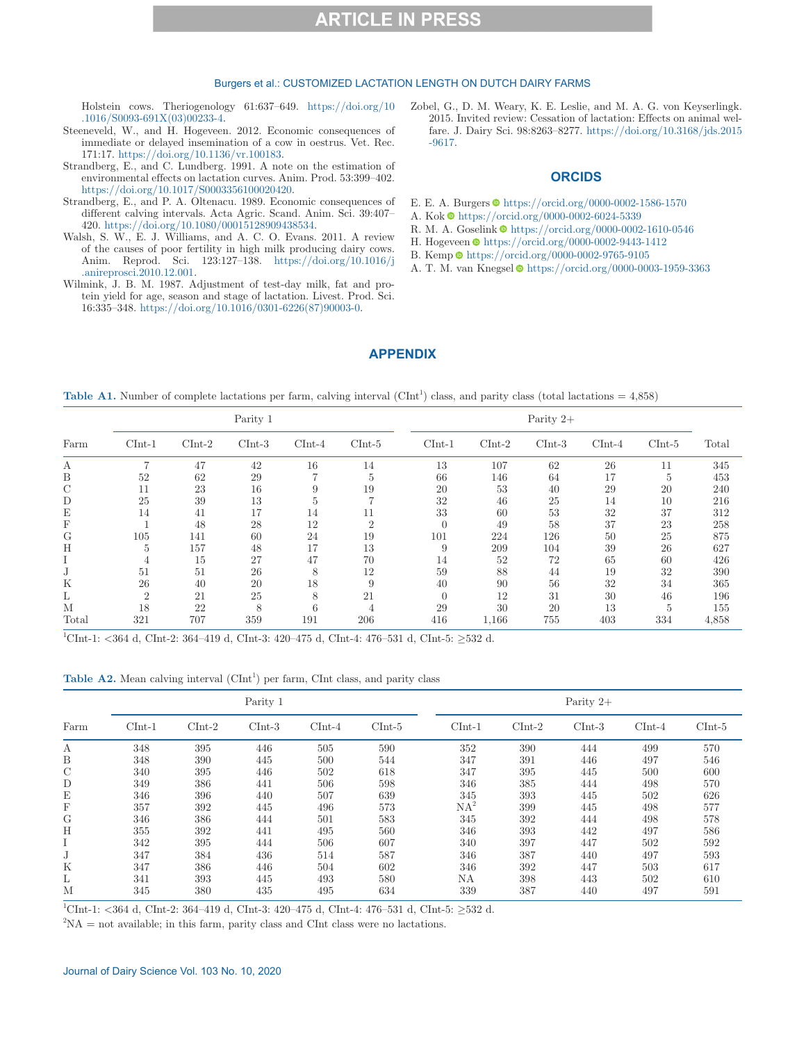Holstein cows. Theriogenology 61:637–649. https://doi.org/10.1016/S0093-691X(03)00233-4.

Steeneveld, W., and H. Hogeveen. 2012. Economic consequences of immediate or delayed insemination of a cow in oestrus. Vet. Rec. 171:17. https://doi.org/10.1136/vr.100183.

Strandberg, E., and C. Lundberg. 1991. A note on the estimation of environmental effects on lactation curves. Anim. Prod. 53:399–402. https://doi.org/10.1017/S0003356100020420.

Strandberg, E., and P. A. Oltenacu. 1989. Economic consequences of different calving intervals. Acta Agric. Scand. Anim. Sci. 39:407–420. https://doi.org/10.1080/00015128909438534.

Walsh, S. W., E. J. Williams, and A. C. O. Evans. 2011. A review of the causes of poor fertility in high milk producing dairy cows. Anim. Reprod. Sci. 123:127–138. https://doi.org/10.1016/j.anireprosci.2010.12.001.

Wilmink, J. B. M. 1987. Adjustment of test-day milk, fat and protein yield for age, season and stage of lactation. Livest. Prod. Sci. 16:335–348. https://doi.org/10.1016/0301-6226(87)90003-0.

Zobel, G., D. M. Weary, K. E. Leslie, and M. A. G. von Keyserlingk. 2015. Invited review: Cessation of lactation: Effects on animal welfare. J. Dairy Sci. 98:8263–8277. https://doi.org/10.3168/jds.2015-9617.

## ORCIDS

E. E. A. Burgers https://orcid.org/0000-0002-1586-1570
A. Kok https://orcid.org/0000-0002-6024-5339
R. M. A. Goselink https://orcid.org/0000-0002-1610-0546
H. Hogeveen https://orcid.org/0000-0002-9443-1412
B. Kemp https://orcid.org/0000-0002-9765-9105
A. T. M. van Knegsel https://orcid.org/0000-0003-1959-3363

## APPENDIX

**Table A1.** Number of complete lactations per farm, calving interval (CInt[1]) class, and parity class (total lactations = 4,858)

| | Parity 1 | | | | | Parity 2+ | | | | | |
|---|---|---|---|---|---|---|---|---|---|---|---|
| Farm | CInt-1 | CInt-2 | CInt-3 | CInt-4 | CInt-5 | CInt-1 | CInt-2 | CInt-3 | CInt-4 | CInt-5 | Total |
| A | 7 | 47 | 42 | 16 | 14 | 13 | 107 | 62 | 26 | 11 | 345 |
| B | 52 | 62 | 29 | 7 | 5 | 66 | 146 | 64 | 17 | 5 | 453 |
| C | 11 | 23 | 16 | 9 | 19 | 20 | 53 | 40 | 29 | 20 | 240 |
| D | 25 | 39 | 13 | 5 | 7 | 32 | 46 | 25 | 14 | 10 | 216 |
| E | 14 | 41 | 17 | 14 | 11 | 33 | 60 | 53 | 32 | 37 | 312 |
| F | 1 | 48 | 28 | 12 | 2 | 0 | 49 | 58 | 37 | 23 | 258 |
| G | 105 | 141 | 60 | 24 | 19 | 101 | 224 | 126 | 50 | 25 | 875 |
| H | 5 | 157 | 48 | 17 | 13 | 9 | 209 | 104 | 39 | 26 | 627 |
| I | 4 | 15 | 27 | 47 | 70 | 14 | 52 | 72 | 65 | 60 | 426 |
| J | 51 | 51 | 26 | 8 | 12 | 59 | 88 | 44 | 19 | 32 | 390 |
| K | 26 | 40 | 20 | 18 | 9 | 40 | 90 | 56 | 32 | 34 | 365 |
| L | 2 | 21 | 25 | 8 | 21 | 0 | 12 | 31 | 30 | 46 | 196 |
| M | 18 | 22 | 8 | 6 | 4 | 29 | 30 | 20 | 13 | 5 | 155 |
| Total | 321 | 707 | 359 | 191 | 206 | 416 | 1,166 | 755 | 403 | 334 | 4,858 |

[1]CInt-1: <364 d, CInt-2: 364–419 d, CInt-3: 420–475 d, CInt-4: 476–531 d, CInt-5: ≥532 d.

**Table A2.** Mean calving interval (CInt[1]) per farm, CInt class, and parity class

| | Parity 1 | | | | | Parity 2+ | | | | |
|---|---|---|---|---|---|---|---|---|---|---|
| Farm | CInt-1 | CInt-2 | CInt-3 | CInt-4 | CInt-5 | CInt-1 | CInt-2 | CInt-3 | CInt-4 | CInt-5 |
| A | 348 | 395 | 446 | 505 | 590 | 352 | 390 | 444 | 499 | 570 |
| B | 348 | 390 | 445 | 500 | 544 | 347 | 391 | 446 | 497 | 546 |
| C | 340 | 395 | 446 | 502 | 618 | 347 | 395 | 445 | 500 | 600 |
| D | 349 | 386 | 441 | 506 | 598 | 346 | 385 | 444 | 498 | 570 |
| E | 346 | 396 | 440 | 507 | 639 | 345 | 393 | 445 | 502 | 626 |
| F | 357 | 392 | 445 | 496 | 573 | NA[2] | 399 | 445 | 498 | 577 |
| G | 346 | 386 | 444 | 501 | 583 | 345 | 392 | 444 | 498 | 578 |
| H | 355 | 392 | 441 | 495 | 560 | 346 | 393 | 442 | 497 | 586 |
| I | 342 | 395 | 444 | 506 | 607 | 340 | 397 | 447 | 502 | 592 |
| J | 347 | 384 | 436 | 514 | 587 | 346 | 387 | 440 | 497 | 593 |
| K | 347 | 386 | 446 | 504 | 602 | 346 | 392 | 447 | 503 | 617 |
| L | 341 | 393 | 445 | 493 | 580 | NA | 398 | 443 | 502 | 610 |
| M | 345 | 380 | 435 | 495 | 634 | 339 | 387 | 440 | 497 | 591 |

[1]CInt-1: <364 d, CInt-2: 364–419 d, CInt-3: 420–475 d, CInt-4: 476–531 d, CInt-5: ≥532 d.

[2]NA = not available; in this farm, parity class and CInt class were no lactations.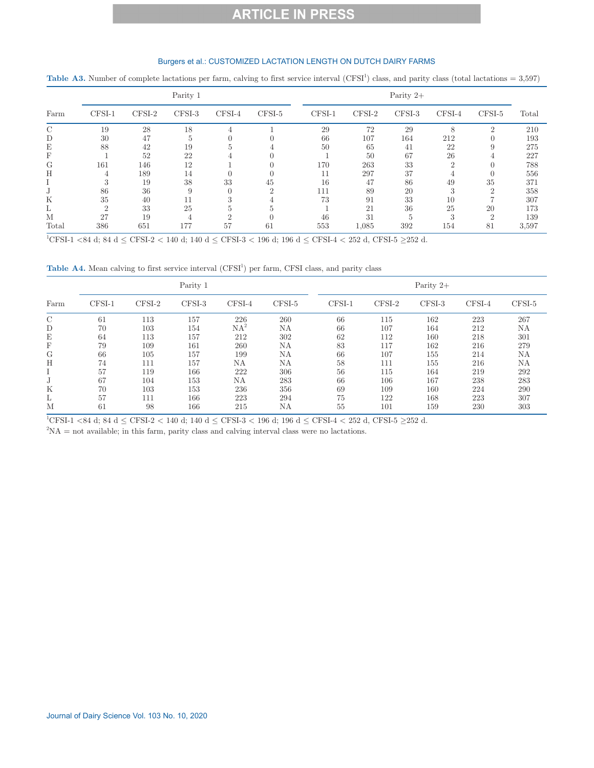**Table A3.** Number of complete lactations per farm, calving to first service interval (CFSI[1]) class, and parity class (total lactations = 3,597)

| Farm | Parity 1 | | | | | Parity 2+ | | | | | Total |
|---|---|---|---|---|---|---|---|---|---|---|---|
| | CFSI-1 | CFSI-2 | CFSI-3 | CFSI-4 | CFSI-5 | CFSI-1 | CFSI-2 | CFSI-3 | CFSI-4 | CFSI-5 | |
| C | 19 | 28 | 18 | 4 | 1 | 29 | 72 | 29 | 8 | 2 | 210 |
| D | 30 | 47 | 5 | 0 | 0 | 66 | 107 | 164 | 212 | 0 | 193 |
| E | 88 | 42 | 19 | 5 | 4 | 50 | 65 | 41 | 22 | 9 | 275 |
| F | 1 | 52 | 22 | 4 | 0 | 1 | 50 | 67 | 26 | 4 | 227 |
| G | 161 | 146 | 12 | 1 | 0 | 170 | 263 | 33 | 2 | 0 | 788 |
| H | 4 | 189 | 14 | 0 | 0 | 11 | 297 | 37 | 4 | 0 | 556 |
| I | 3 | 19 | 38 | 33 | 45 | 16 | 47 | 86 | 49 | 35 | 371 |
| J | 86 | 36 | 9 | 0 | 2 | 111 | 89 | 20 | 3 | 2 | 358 |
| K | 35 | 40 | 11 | 3 | 4 | 73 | 91 | 33 | 10 | 7 | 307 |
| L | 2 | 33 | 25 | 5 | 5 | 1 | 21 | 36 | 25 | 20 | 173 |
| M | 27 | 19 | 4 | 2 | 0 | 46 | 31 | 5 | 3 | 2 | 139 |
| Total | 386 | 651 | 177 | 57 | 61 | 553 | 1,085 | 392 | 154 | 81 | 3,597 |

[1]CFSI-1 <84 d; 84 d ≤ CFSI-2 < 140 d; 140 d ≤ CFSI-3 < 196 d; 196 d ≤ CFSI-4 < 252 d, CFSI-5 ≥252 d.

**Table A4.** Mean calving to first service interval (CFSI[1]) per farm, CFSI class, and parity class

| Farm | Parity 1 | | | | | Parity 2+ | | | | |
|---|---|---|---|---|---|---|---|---|---|---|
| | CFSI-1 | CFSI-2 | CFSI-3 | CFSI-4 | CFSI-5 | CFSI-1 | CFSI-2 | CFSI-3 | CFSI-4 | CFSI-5 |
| C | 61 | 113 | 157 | 226 | 260 | 66 | 115 | 162 | 223 | 267 |
| D | 70 | 103 | 154 | NA[2] | NA | 66 | 107 | 164 | 212 | NA |
| E | 64 | 113 | 157 | 212 | 302 | 62 | 112 | 160 | 218 | 301 |
| F | 79 | 109 | 161 | 260 | NA | 83 | 117 | 162 | 216 | 279 |
| G | 66 | 105 | 157 | 199 | NA | 66 | 107 | 155 | 214 | NA |
| H | 74 | 111 | 157 | NA | NA | 58 | 111 | 155 | 216 | NA |
| I | 57 | 119 | 166 | 222 | 306 | 56 | 115 | 164 | 219 | 292 |
| J | 67 | 104 | 153 | NA | 283 | 66 | 106 | 167 | 238 | 283 |
| K | 70 | 103 | 153 | 236 | 356 | 69 | 109 | 160 | 224 | 290 |
| L | 57 | 111 | 166 | 223 | 294 | 75 | 122 | 168 | 223 | 307 |
| M | 61 | 98 | 166 | 215 | NA | 55 | 101 | 159 | 230 | 303 |

[1]CFSI-1 <84 d; 84 d ≤ CFSI-2 < 140 d; 140 d ≤ CFSI-3 < 196 d; 196 d ≤ CFSI-4 < 252 d, CFSI-5 ≥252 d.

[2]NA = not available; in this farm, parity class and calving interval class were no lactations.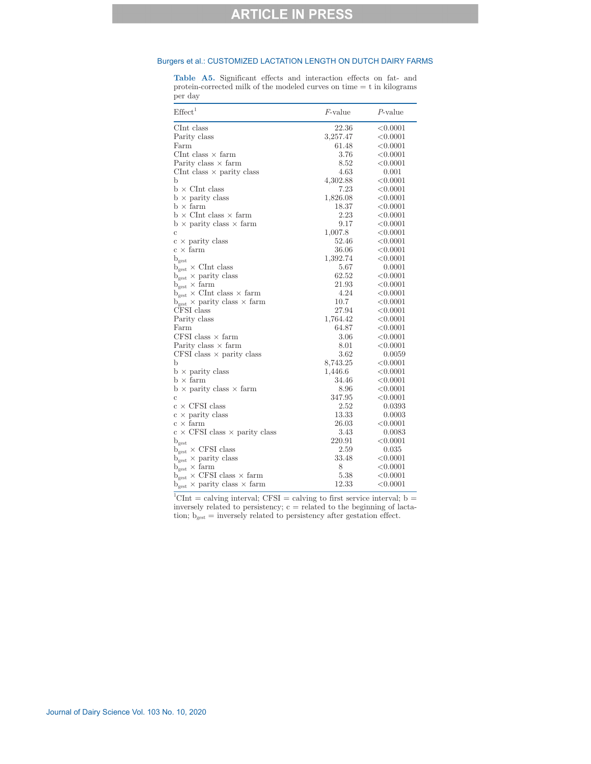**Table A5.** Significant effects and interaction effects on fat- and protein-corrected milk of the modeled curves on time = t in kilograms per day

| Effect[1] | *F*-value | *P*-value |
|---|---|---|
| CInt class | 22.36 | <0.0001 |
| Parity class | 3,257.47 | <0.0001 |
| Farm | 61.48 | <0.0001 |
| CInt class × farm | 3.76 | <0.0001 |
| Parity class × farm | 8.52 | <0.0001 |
| CInt class × parity class | 4.63 | 0.001 |
| b | 4,302.88 | <0.0001 |
| b × CInt class | 7.23 | <0.0001 |
| b × parity class | 1,826.08 | <0.0001 |
| b × farm | 18.37 | <0.0001 |
| b × CInt class × farm | 2.23 | <0.0001 |
| b × parity class × farm | 9.17 | <0.0001 |
| c | 1,007.8 | <0.0001 |
| c × parity class | 52.46 | <0.0001 |
| c × farm | 36.06 | <0.0001 |
| $b_{gest}$ | 1,392.74 | <0.0001 |
| $b_{gest}$ × CInt class | 5.67 | 0.0001 |
| $b_{gest}$ × parity class | 62.52 | <0.0001 |
| $b_{gest}$ × farm | 21.93 | <0.0001 |
| $b_{gest}$ × CInt class × farm | 4.24 | <0.0001 |
| $b_{gest}$ × parity class × farm | 10.7 | <0.0001 |
| CFSI class | 27.94 | <0.0001 |
| Parity class | 1,764.42 | <0.0001 |
| Farm | 64.87 | <0.0001 |
| CFSI class × farm | 3.06 | <0.0001 |
| Parity class × farm | 8.01 | <0.0001 |
| CFSI class × parity class | 3.62 | 0.0059 |
| b | 8,743.25 | <0.0001 |
| b × parity class | 1,446.6 | <0.0001 |
| b × farm | 34.46 | <0.0001 |
| b × parity class × farm | 8.96 | <0.0001 |
| c | 347.95 | <0.0001 |
| c × CFSI class | 2.52 | 0.0393 |
| c × parity class | 13.33 | 0.0003 |
| c × farm | 26.03 | <0.0001 |
| c × CFSI class × parity class | 3.43 | 0.0083 |
| $b_{gest}$ | 220.91 | <0.0001 |
| $b_{gest}$ × CFSI class | 2.59 | 0.035 |
| $b_{gest}$ × parity class | 33.48 | <0.0001 |
| $b_{gest}$ × farm | 8 | <0.0001 |
| $b_{gest}$ × CFSI class × farm | 5.38 | <0.0001 |
| $b_{gest}$ × parity class × farm | 12.33 | <0.0001 |

[1]CInt = calving interval; CFSI = calving to first service interval; b = inversely related to persistency; c = related to the beginning of lactation; $b_{gest}$ = inversely related to persistency after gestation effect.